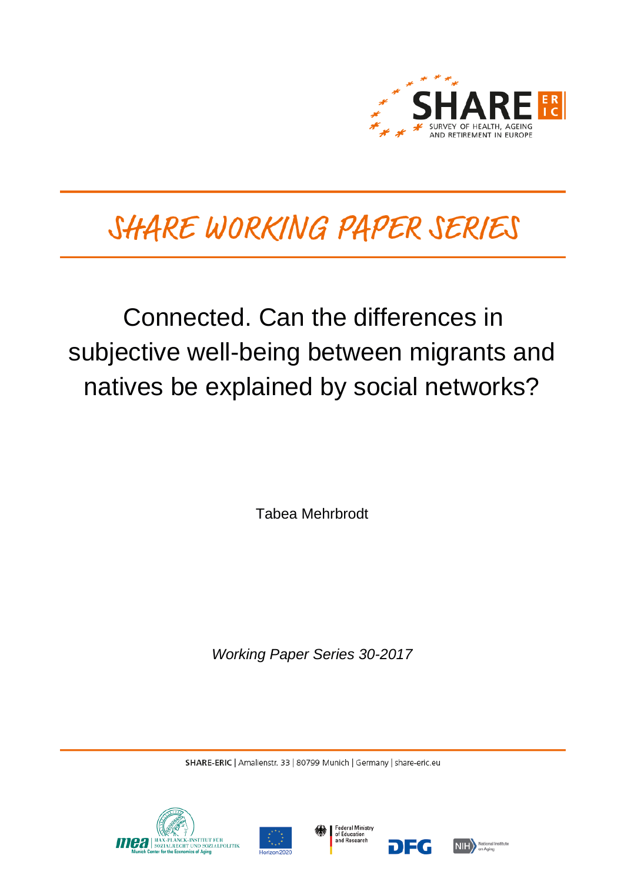# SHARE WORKING PAPER SERIES

# Connected. Can the differences in subjective well-being between migrants and natives be explained by social networks?

Tabea Mehrbrodt

*Working Paper Series 30-2017*

SHARE-ERIC | Amalienstr. 33 | 80799 Munich | Germany | share-eric.eu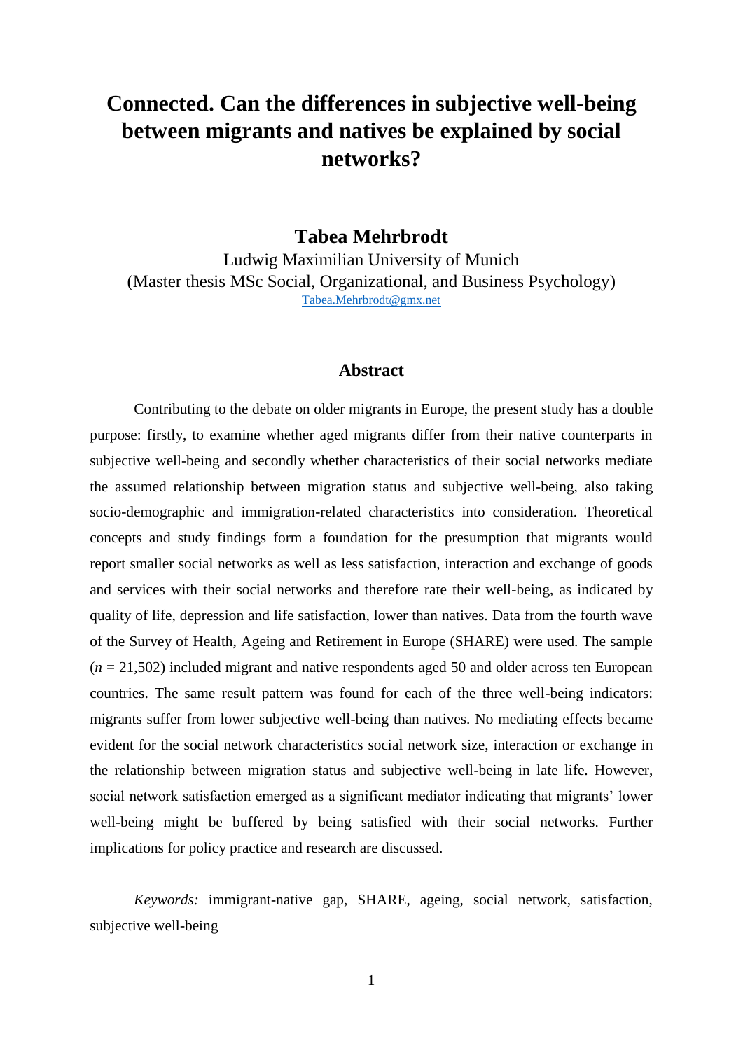# Connected. Can the differences in subjective well-being between migrants and natives be explained by social networks?

## Tabea Mehrbrodt

Ludwig Maximilian University of Munich
(Master thesis MSc Social, Organizational, and Business Psychology)
Tabea.Mehrbrodt@gmx.net

### Abstract

Contributing to the debate on older migrants in Europe, the present study has a double purpose: firstly, to examine whether aged migrants differ from their native counterparts in subjective well-being and secondly whether characteristics of their social networks mediate the assumed relationship between migration status and subjective well-being, also taking socio-demographic and immigration-related characteristics into consideration. Theoretical concepts and study findings form a foundation for the presumption that migrants would report smaller social networks as well as less satisfaction, interaction and exchange of goods and services with their social networks and therefore rate their well-being, as indicated by quality of life, depression and life satisfaction, lower than natives. Data from the fourth wave of the Survey of Health, Ageing and Retirement in Europe (SHARE) were used. The sample ($n$ = 21,502) included migrant and native respondents aged 50 and older across ten European countries. The same result pattern was found for each of the three well-being indicators: migrants suffer from lower subjective well-being than natives. No mediating effects became evident for the social network characteristics social network size, interaction or exchange in the relationship between migration status and subjective well-being in late life. However, social network satisfaction emerged as a significant mediator indicating that migrants' lower well-being might be buffered by being satisfied with their social networks. Further implications for policy practice and research are discussed.

*Keywords:* immigrant-native gap, SHARE, ageing, social network, satisfaction, subjective well-being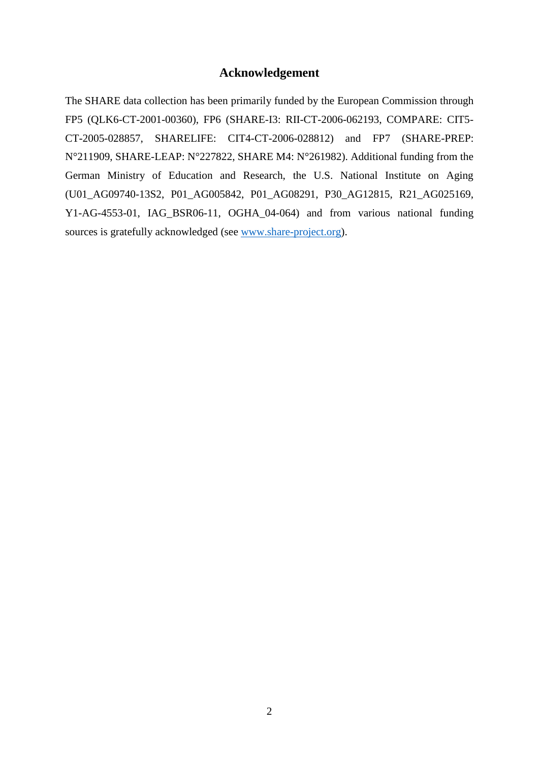## Acknowledgement

The SHARE data collection has been primarily funded by the European Commission through FP5 (QLK6-CT-2001-00360), FP6 (SHARE-I3: RII-CT-2006-062193, COMPARE: CIT5-CT-2005-028857, SHARELIFE: CIT4-CT-2006-028812) and FP7 (SHARE-PREP: N°211909, SHARE-LEAP: N°227822, SHARE M4: N°261982). Additional funding from the German Ministry of Education and Research, the U.S. National Institute on Aging (U01_AG09740-13S2, P01_AG005842, P01_AG08291, P30_AG12815, R21_AG025169, Y1-AG-4553-01, IAG_BSR06-11, OGHA_04-064) and from various national funding sources is gratefully acknowledged (see [www.share-project.org](http://www.share-project.org)).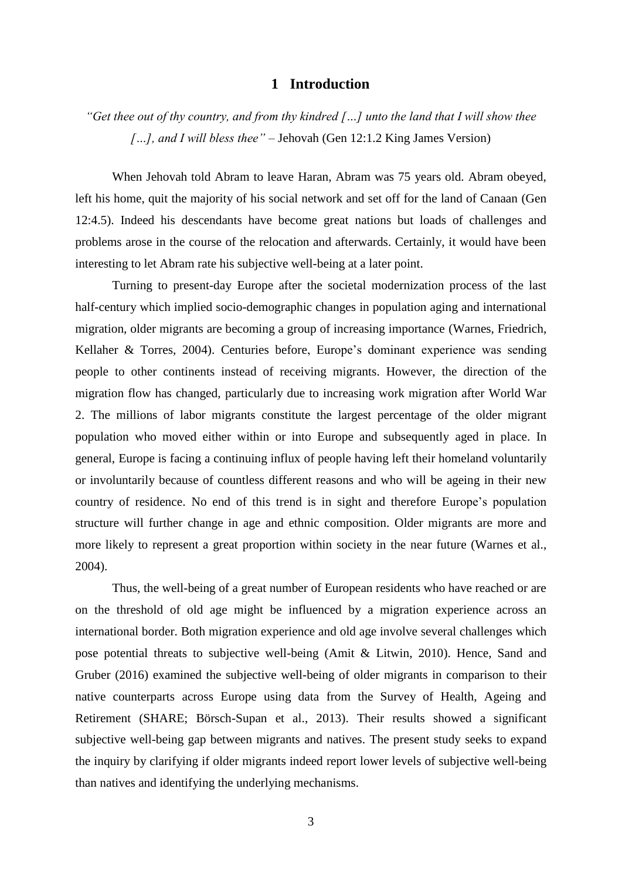# 1 Introduction

*"Get thee out of thy country, and from thy kindred […] unto the land that I will show thee […], and I will bless thee"* – Jehovah (Gen 12:1.2 King James Version)

When Jehovah told Abram to leave Haran, Abram was 75 years old. Abram obeyed, left his home, quit the majority of his social network and set off for the land of Canaan (Gen 12:4.5). Indeed his descendants have become great nations but loads of challenges and problems arose in the course of the relocation and afterwards. Certainly, it would have been interesting to let Abram rate his subjective well-being at a later point.

Turning to present-day Europe after the societal modernization process of the last half-century which implied socio-demographic changes in population aging and international migration, older migrants are becoming a group of increasing importance (Warnes, Friedrich, Kellaher & Torres, 2004). Centuries before, Europe's dominant experience was sending people to other continents instead of receiving migrants. However, the direction of the migration flow has changed, particularly due to increasing work migration after World War 2. The millions of labor migrants constitute the largest percentage of the older migrant population who moved either within or into Europe and subsequently aged in place. In general, Europe is facing a continuing influx of people having left their homeland voluntarily or involuntarily because of countless different reasons and who will be ageing in their new country of residence. No end of this trend is in sight and therefore Europe's population structure will further change in age and ethnic composition. Older migrants are more and more likely to represent a great proportion within society in the near future (Warnes et al., 2004).

Thus, the well-being of a great number of European residents who have reached or are on the threshold of old age might be influenced by a migration experience across an international border. Both migration experience and old age involve several challenges which pose potential threats to subjective well-being (Amit & Litwin, 2010). Hence, Sand and Gruber (2016) examined the subjective well-being of older migrants in comparison to their native counterparts across Europe using data from the Survey of Health, Ageing and Retirement (SHARE; Börsch-Supan et al., 2013). Their results showed a significant subjective well-being gap between migrants and natives. The present study seeks to expand the inquiry by clarifying if older migrants indeed report lower levels of subjective well-being than natives and identifying the underlying mechanisms.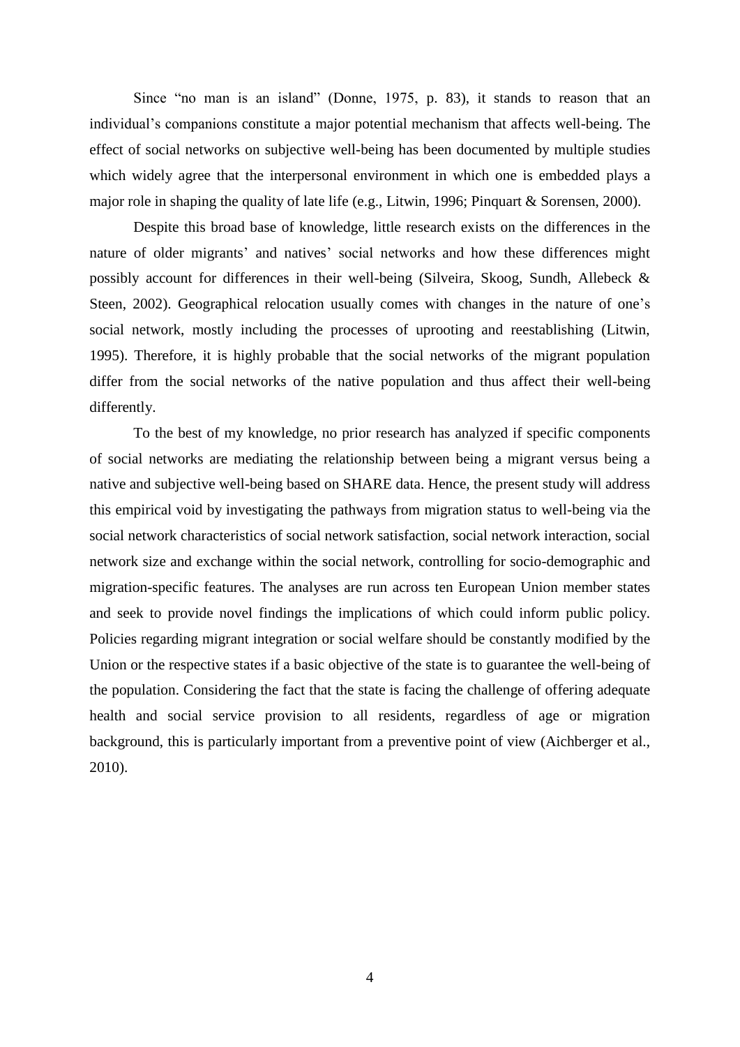Since "no man is an island" (Donne, 1975, p. 83), it stands to reason that an individual's companions constitute a major potential mechanism that affects well-being. The effect of social networks on subjective well-being has been documented by multiple studies which widely agree that the interpersonal environment in which one is embedded plays a major role in shaping the quality of late life (e.g., Litwin, 1996; Pinquart & Sorensen, 2000).

Despite this broad base of knowledge, little research exists on the differences in the nature of older migrants' and natives' social networks and how these differences might possibly account for differences in their well-being (Silveira, Skoog, Sundh, Allebeck & Steen, 2002). Geographical relocation usually comes with changes in the nature of one's social network, mostly including the processes of uprooting and reestablishing (Litwin, 1995). Therefore, it is highly probable that the social networks of the migrant population differ from the social networks of the native population and thus affect their well-being differently.

To the best of my knowledge, no prior research has analyzed if specific components of social networks are mediating the relationship between being a migrant versus being a native and subjective well-being based on SHARE data. Hence, the present study will address this empirical void by investigating the pathways from migration status to well-being via the social network characteristics of social network satisfaction, social network interaction, social network size and exchange within the social network, controlling for socio-demographic and migration-specific features. The analyses are run across ten European Union member states and seek to provide novel findings the implications of which could inform public policy. Policies regarding migrant integration or social welfare should be constantly modified by the Union or the respective states if a basic objective of the state is to guarantee the well-being of the population. Considering the fact that the state is facing the challenge of offering adequate health and social service provision to all residents, regardless of age or migration background, this is particularly important from a preventive point of view (Aichberger et al., 2010).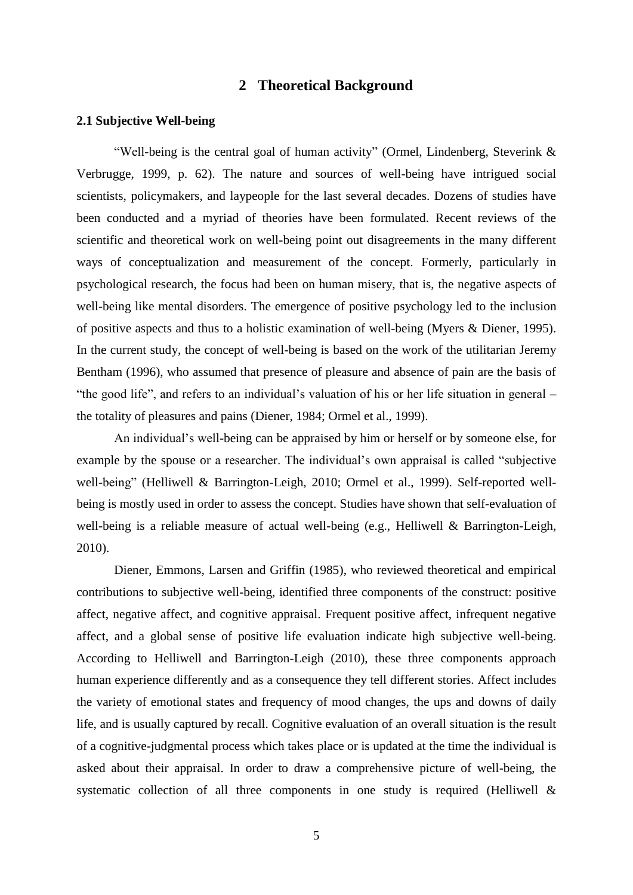# 2 Theoretical Background

## 2.1 Subjective Well-being

"Well-being is the central goal of human activity" (Ormel, Lindenberg, Steverink & Verbrugge, 1999, p. 62). The nature and sources of well-being have intrigued social scientists, policymakers, and laypeople for the last several decades. Dozens of studies have been conducted and a myriad of theories have been formulated. Recent reviews of the scientific and theoretical work on well-being point out disagreements in the many different ways of conceptualization and measurement of the concept. Formerly, particularly in psychological research, the focus had been on human misery, that is, the negative aspects of well-being like mental disorders. The emergence of positive psychology led to the inclusion of positive aspects and thus to a holistic examination of well-being (Myers & Diener, 1995). In the current study, the concept of well-being is based on the work of the utilitarian Jeremy Bentham (1996), who assumed that presence of pleasure and absence of pain are the basis of "the good life", and refers to an individual's valuation of his or her life situation in general – the totality of pleasures and pains (Diener, 1984; Ormel et al., 1999).

An individual's well-being can be appraised by him or herself or by someone else, for example by the spouse or a researcher. The individual's own appraisal is called "subjective well-being" (Helliwell & Barrington-Leigh, 2010; Ormel et al., 1999). Self-reported well-being is mostly used in order to assess the concept. Studies have shown that self-evaluation of well-being is a reliable measure of actual well-being (e.g., Helliwell & Barrington-Leigh, 2010).

Diener, Emmons, Larsen and Griffin (1985), who reviewed theoretical and empirical contributions to subjective well-being, identified three components of the construct: positive affect, negative affect, and cognitive appraisal. Frequent positive affect, infrequent negative affect, and a global sense of positive life evaluation indicate high subjective well-being. According to Helliwell and Barrington-Leigh (2010), these three components approach human experience differently and as a consequence they tell different stories. Affect includes the variety of emotional states and frequency of mood changes, the ups and downs of daily life, and is usually captured by recall. Cognitive evaluation of an overall situation is the result of a cognitive-judgmental process which takes place or is updated at the time the individual is asked about their appraisal. In order to draw a comprehensive picture of well-being, the systematic collection of all three components in one study is required (Helliwell &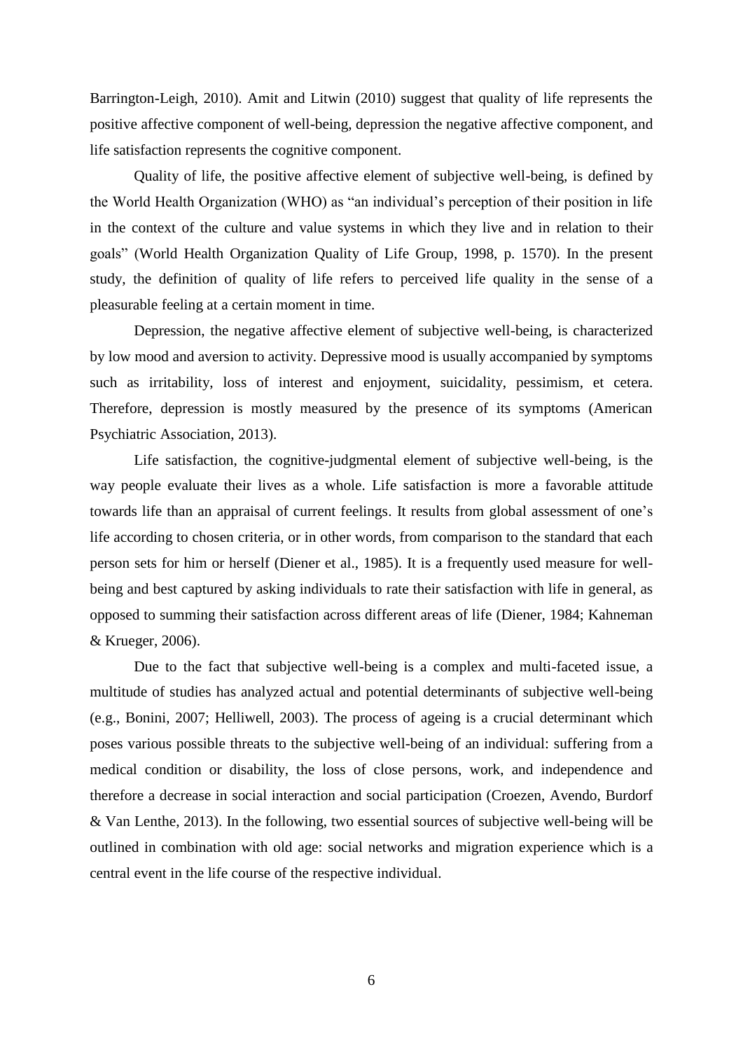Barrington-Leigh, 2010). Amit and Litwin (2010) suggest that quality of life represents the positive affective component of well-being, depression the negative affective component, and life satisfaction represents the cognitive component.

Quality of life, the positive affective element of subjective well-being, is defined by the World Health Organization (WHO) as "an individual's perception of their position in life in the context of the culture and value systems in which they live and in relation to their goals" (World Health Organization Quality of Life Group, 1998, p. 1570). In the present study, the definition of quality of life refers to perceived life quality in the sense of a pleasurable feeling at a certain moment in time.

Depression, the negative affective element of subjective well-being, is characterized by low mood and aversion to activity. Depressive mood is usually accompanied by symptoms such as irritability, loss of interest and enjoyment, suicidality, pessimism, et cetera. Therefore, depression is mostly measured by the presence of its symptoms (American Psychiatric Association, 2013).

Life satisfaction, the cognitive-judgmental element of subjective well-being, is the way people evaluate their lives as a whole. Life satisfaction is more a favorable attitude towards life than an appraisal of current feelings. It results from global assessment of one's life according to chosen criteria, or in other words, from comparison to the standard that each person sets for him or herself (Diener et al., 1985). It is a frequently used measure for well-being and best captured by asking individuals to rate their satisfaction with life in general, as opposed to summing their satisfaction across different areas of life (Diener, 1984; Kahneman & Krueger, 2006).

Due to the fact that subjective well-being is a complex and multi-faceted issue, a multitude of studies has analyzed actual and potential determinants of subjective well-being (e.g., Bonini, 2007; Helliwell, 2003). The process of ageing is a crucial determinant which poses various possible threats to the subjective well-being of an individual: suffering from a medical condition or disability, the loss of close persons, work, and independence and therefore a decrease in social interaction and social participation (Croezen, Avendo, Burdorf & Van Lenthe, 2013). In the following, two essential sources of subjective well-being will be outlined in combination with old age: social networks and migration experience which is a central event in the life course of the respective individual.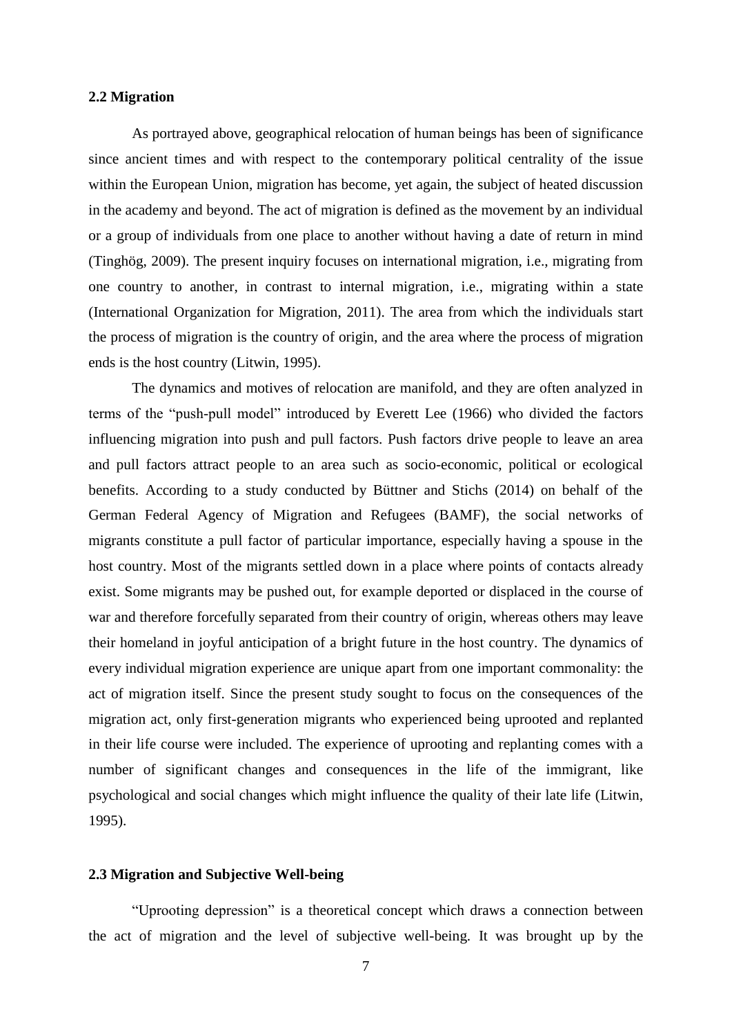## 2.2 Migration

As portrayed above, geographical relocation of human beings has been of significance since ancient times and with respect to the contemporary political centrality of the issue within the European Union, migration has become, yet again, the subject of heated discussion in the academy and beyond. The act of migration is defined as the movement by an individual or a group of individuals from one place to another without having a date of return in mind (Tinghög, 2009). The present inquiry focuses on international migration, i.e., migrating from one country to another, in contrast to internal migration, i.e., migrating within a state (International Organization for Migration, 2011). The area from which the individuals start the process of migration is the country of origin, and the area where the process of migration ends is the host country (Litwin, 1995).

The dynamics and motives of relocation are manifold, and they are often analyzed in terms of the "push-pull model" introduced by Everett Lee (1966) who divided the factors influencing migration into push and pull factors. Push factors drive people to leave an area and pull factors attract people to an area such as socio-economic, political or ecological benefits. According to a study conducted by Büttner and Stichs (2014) on behalf of the German Federal Agency of Migration and Refugees (BAMF), the social networks of migrants constitute a pull factor of particular importance, especially having a spouse in the host country. Most of the migrants settled down in a place where points of contacts already exist. Some migrants may be pushed out, for example deported or displaced in the course of war and therefore forcefully separated from their country of origin, whereas others may leave their homeland in joyful anticipation of a bright future in the host country. The dynamics of every individual migration experience are unique apart from one important commonality: the act of migration itself. Since the present study sought to focus on the consequences of the migration act, only first-generation migrants who experienced being uprooted and replanted in their life course were included. The experience of uprooting and replanting comes with a number of significant changes and consequences in the life of the immigrant, like psychological and social changes which might influence the quality of their late life (Litwin, 1995).

## 2.3 Migration and Subjective Well-being

"Uprooting depression" is a theoretical concept which draws a connection between the act of migration and the level of subjective well-being. It was brought up by the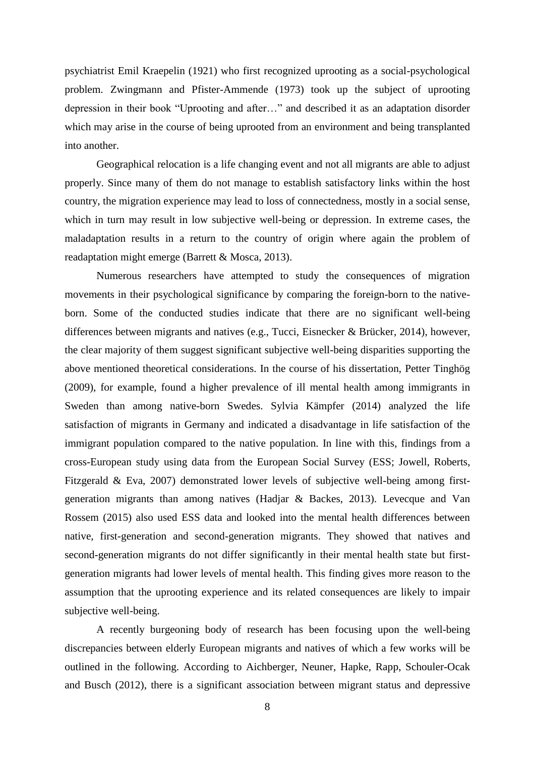psychiatrist Emil Kraepelin (1921) who first recognized uprooting as a social-psychological problem. Zwingmann and Pfister-Ammende (1973) took up the subject of uprooting depression in their book "Uprooting and after…" and described it as an adaptation disorder which may arise in the course of being uprooted from an environment and being transplanted into another.

Geographical relocation is a life changing event and not all migrants are able to adjust properly. Since many of them do not manage to establish satisfactory links within the host country, the migration experience may lead to loss of connectedness, mostly in a social sense, which in turn may result in low subjective well-being or depression. In extreme cases, the maladaptation results in a return to the country of origin where again the problem of readaptation might emerge (Barrett & Mosca, 2013).

Numerous researchers have attempted to study the consequences of migration movements in their psychological significance by comparing the foreign-born to the native-born. Some of the conducted studies indicate that there are no significant well-being differences between migrants and natives (e.g., Tucci, Eisnecker & Brücker, 2014), however, the clear majority of them suggest significant subjective well-being disparities supporting the above mentioned theoretical considerations. In the course of his dissertation, Petter Tinghög (2009), for example, found a higher prevalence of ill mental health among immigrants in Sweden than among native-born Swedes. Sylvia Kämpfer (2014) analyzed the life satisfaction of migrants in Germany and indicated a disadvantage in life satisfaction of the immigrant population compared to the native population. In line with this, findings from a cross-European study using data from the European Social Survey (ESS; Jowell, Roberts, Fitzgerald & Eva, 2007) demonstrated lower levels of subjective well-being among first-generation migrants than among natives (Hadjar & Backes, 2013). Levecque and Van Rossem (2015) also used ESS data and looked into the mental health differences between native, first-generation and second-generation migrants. They showed that natives and second-generation migrants do not differ significantly in their mental health state but first-generation migrants had lower levels of mental health. This finding gives more reason to the assumption that the uprooting experience and its related consequences are likely to impair subjective well-being.

A recently burgeoning body of research has been focusing upon the well-being discrepancies between elderly European migrants and natives of which a few works will be outlined in the following. According to Aichberger, Neuner, Hapke, Rapp, Schouler-Ocak and Busch (2012), there is a significant association between migrant status and depressive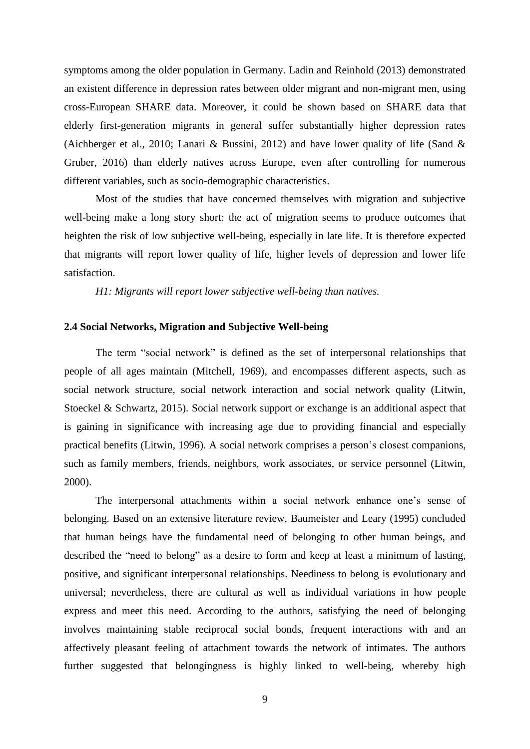symptoms among the older population in Germany. Ladin and Reinhold (2013) demonstrated an existent difference in depression rates between older migrant and non-migrant men, using cross-European SHARE data. Moreover, it could be shown based on SHARE data that elderly first-generation migrants in general suffer substantially higher depression rates (Aichberger et al., 2010; Lanari & Bussini, 2012) and have lower quality of life (Sand & Gruber, 2016) than elderly natives across Europe, even after controlling for numerous different variables, such as socio-demographic characteristics.

Most of the studies that have concerned themselves with migration and subjective well-being make a long story short: the act of migration seems to produce outcomes that heighten the risk of low subjective well-being, especially in late life. It is therefore expected that migrants will report lower quality of life, higher levels of depression and lower life satisfaction.

*H1: Migrants will report lower subjective well-being than natives.*

### 2.4 Social Networks, Migration and Subjective Well-being

The term "social network" is defined as the set of interpersonal relationships that people of all ages maintain (Mitchell, 1969), and encompasses different aspects, such as social network structure, social network interaction and social network quality (Litwin, Stoeckel & Schwartz, 2015). Social network support or exchange is an additional aspect that is gaining in significance with increasing age due to providing financial and especially practical benefits (Litwin, 1996). A social network comprises a person's closest companions, such as family members, friends, neighbors, work associates, or service personnel (Litwin, 2000).

The interpersonal attachments within a social network enhance one's sense of belonging. Based on an extensive literature review, Baumeister and Leary (1995) concluded that human beings have the fundamental need of belonging to other human beings, and described the "need to belong" as a desire to form and keep at least a minimum of lasting, positive, and significant interpersonal relationships. Neediness to belong is evolutionary and universal; nevertheless, there are cultural as well as individual variations in how people express and meet this need. According to the authors, satisfying the need of belonging involves maintaining stable reciprocal social bonds, frequent interactions with and an affectively pleasant feeling of attachment towards the network of intimates. The authors further suggested that belongingness is highly linked to well-being, whereby high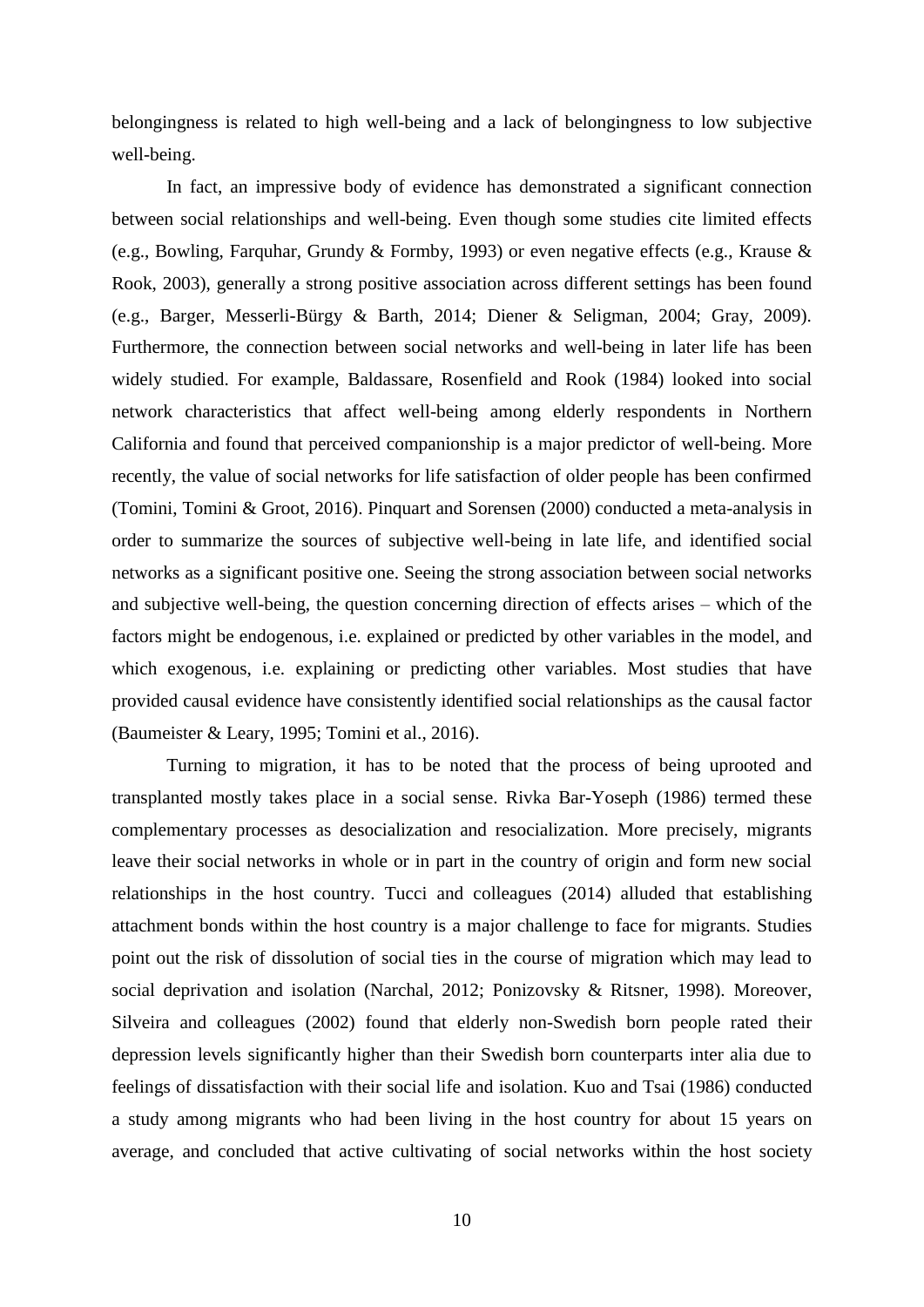belongingness is related to high well-being and a lack of belongingness to low subjective well-being.

In fact, an impressive body of evidence has demonstrated a significant connection between social relationships and well-being. Even though some studies cite limited effects (e.g., Bowling, Farquhar, Grundy & Formby, 1993) or even negative effects (e.g., Krause & Rook, 2003), generally a strong positive association across different settings has been found (e.g., Barger, Messerli-Bürgy & Barth, 2014; Diener & Seligman, 2004; Gray, 2009). Furthermore, the connection between social networks and well-being in later life has been widely studied. For example, Baldassare, Rosenfield and Rook (1984) looked into social network characteristics that affect well-being among elderly respondents in Northern California and found that perceived companionship is a major predictor of well-being. More recently, the value of social networks for life satisfaction of older people has been confirmed (Tomini, Tomini & Groot, 2016). Pinquart and Sorensen (2000) conducted a meta-analysis in order to summarize the sources of subjective well-being in late life, and identified social networks as a significant positive one. Seeing the strong association between social networks and subjective well-being, the question concerning direction of effects arises – which of the factors might be endogenous, i.e. explained or predicted by other variables in the model, and which exogenous, i.e. explaining or predicting other variables. Most studies that have provided causal evidence have consistently identified social relationships as the causal factor (Baumeister & Leary, 1995; Tomini et al., 2016).

Turning to migration, it has to be noted that the process of being uprooted and transplanted mostly takes place in a social sense. Rivka Bar-Yoseph (1986) termed these complementary processes as desocialization and resocialization. More precisely, migrants leave their social networks in whole or in part in the country of origin and form new social relationships in the host country. Tucci and colleagues (2014) alluded that establishing attachment bonds within the host country is a major challenge to face for migrants. Studies point out the risk of dissolution of social ties in the course of migration which may lead to social deprivation and isolation (Narchal, 2012; Ponizovsky & Ritsner, 1998). Moreover, Silveira and colleagues (2002) found that elderly non-Swedish born people rated their depression levels significantly higher than their Swedish born counterparts inter alia due to feelings of dissatisfaction with their social life and isolation. Kuo and Tsai (1986) conducted a study among migrants who had been living in the host country for about 15 years on average, and concluded that active cultivating of social networks within the host society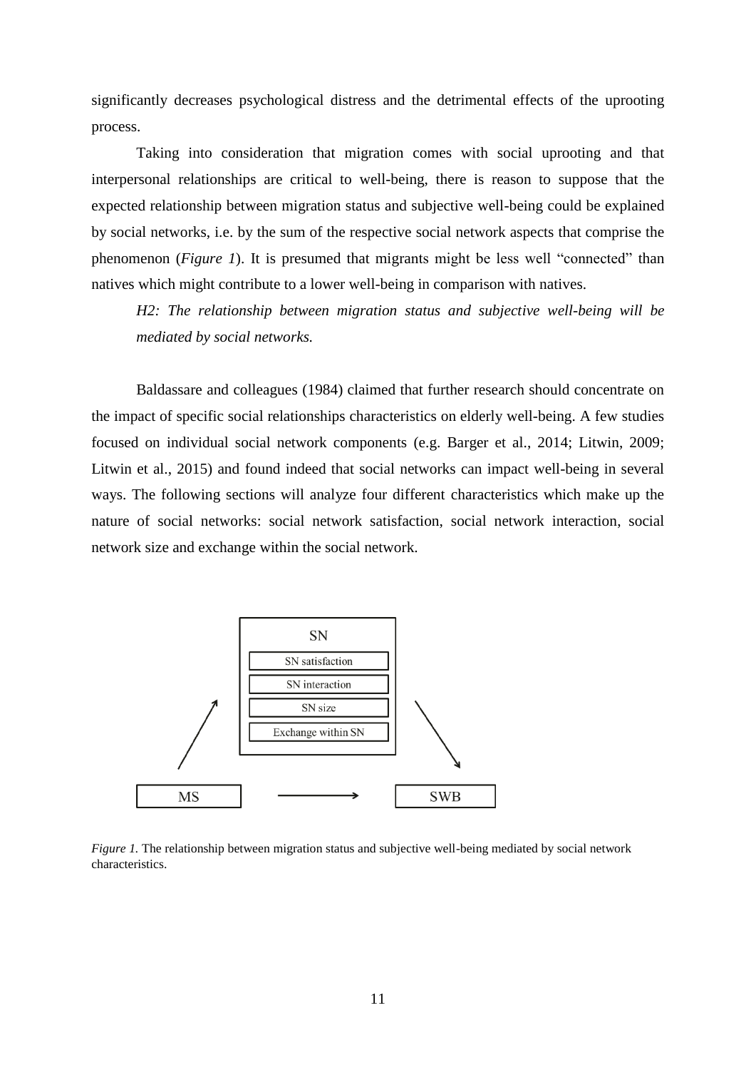significantly decreases psychological distress and the detrimental effects of the uprooting process.

Taking into consideration that migration comes with social uprooting and that interpersonal relationships are critical to well-being, there is reason to suppose that the expected relationship between migration status and subjective well-being could be explained by social networks, i.e. by the sum of the respective social network aspects that comprise the phenomenon (*Figure 1*). It is presumed that migrants might be less well "connected" than natives which might contribute to a lower well-being in comparison with natives.

*H2: The relationship between migration status and subjective well-being will be mediated by social networks.*

Baldassare and colleagues (1984) claimed that further research should concentrate on the impact of specific social relationships characteristics on elderly well-being. A few studies focused on individual social network components (e.g. Barger et al., 2014; Litwin, 2009; Litwin et al., 2015) and found indeed that social networks can impact well-being in several ways. The following sections will analyze four different characteristics which make up the nature of social networks: social network satisfaction, social network interaction, social network size and exchange within the social network.

SN
SN satisfaction
SN interaction
SN size
Exchange within SN

MS → SWB

*Figure 1.* The relationship between migration status and subjective well-being mediated by social network characteristics.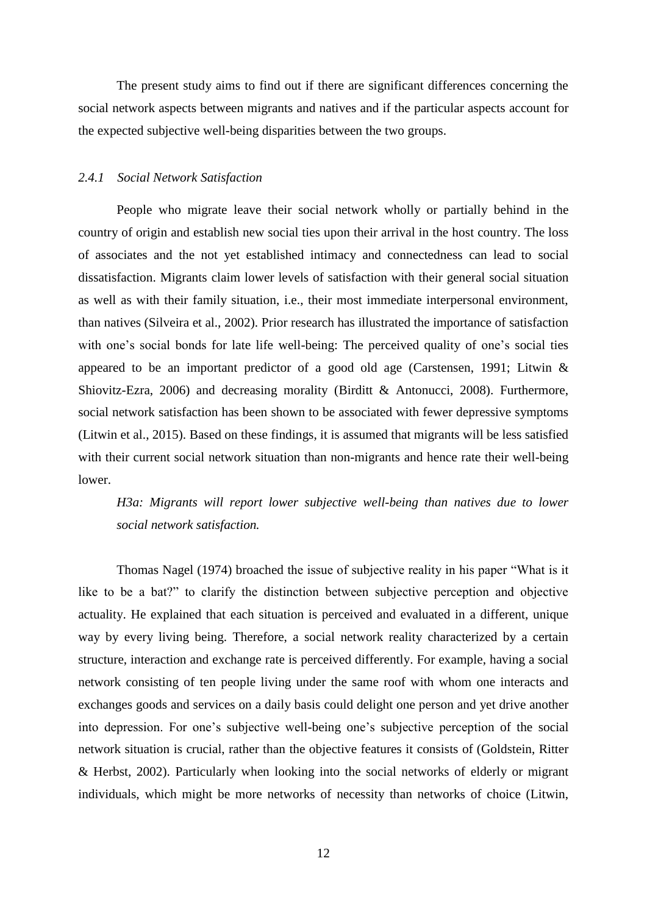The present study aims to find out if there are significant differences concerning the social network aspects between migrants and natives and if the particular aspects account for the expected subjective well-being disparities between the two groups.

### *2.4.1 Social Network Satisfaction*

People who migrate leave their social network wholly or partially behind in the country of origin and establish new social ties upon their arrival in the host country. The loss of associates and the not yet established intimacy and connectedness can lead to social dissatisfaction. Migrants claim lower levels of satisfaction with their general social situation as well as with their family situation, i.e., their most immediate interpersonal environment, than natives (Silveira et al., 2002). Prior research has illustrated the importance of satisfaction with one's social bonds for late life well-being: The perceived quality of one's social ties appeared to be an important predictor of a good old age (Carstensen, 1991; Litwin & Shiovitz-Ezra, 2006) and decreasing morality (Birditt & Antonucci, 2008). Furthermore, social network satisfaction has been shown to be associated with fewer depressive symptoms (Litwin et al., 2015). Based on these findings, it is assumed that migrants will be less satisfied with their current social network situation than non-migrants and hence rate their well-being lower.

*H3a: Migrants will report lower subjective well-being than natives due to lower social network satisfaction.*

Thomas Nagel (1974) broached the issue of subjective reality in his paper "What is it like to be a bat?" to clarify the distinction between subjective perception and objective actuality. He explained that each situation is perceived and evaluated in a different, unique way by every living being. Therefore, a social network reality characterized by a certain structure, interaction and exchange rate is perceived differently. For example, having a social network consisting of ten people living under the same roof with whom one interacts and exchanges goods and services on a daily basis could delight one person and yet drive another into depression. For one's subjective well-being one's subjective perception of the social network situation is crucial, rather than the objective features it consists of (Goldstein, Ritter & Herbst, 2002). Particularly when looking into the social networks of elderly or migrant individuals, which might be more networks of necessity than networks of choice (Litwin,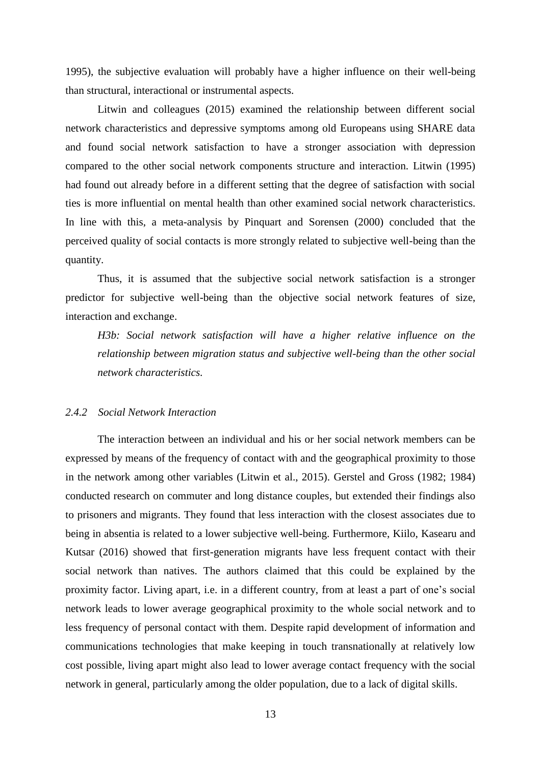1995), the subjective evaluation will probably have a higher influence on their well-being than structural, interactional or instrumental aspects.

Litwin and colleagues (2015) examined the relationship between different social network characteristics and depressive symptoms among old Europeans using SHARE data and found social network satisfaction to have a stronger association with depression compared to the other social network components structure and interaction. Litwin (1995) had found out already before in a different setting that the degree of satisfaction with social ties is more influential on mental health than other examined social network characteristics. In line with this, a meta-analysis by Pinquart and Sorensen (2000) concluded that the perceived quality of social contacts is more strongly related to subjective well-being than the quantity.

Thus, it is assumed that the subjective social network satisfaction is a stronger predictor for subjective well-being than the objective social network features of size, interaction and exchange.

*H3b: Social network satisfaction will have a higher relative influence on the relationship between migration status and subjective well-being than the other social network characteristics.*

### *2.4.2 Social Network Interaction*

The interaction between an individual and his or her social network members can be expressed by means of the frequency of contact with and the geographical proximity to those in the network among other variables (Litwin et al., 2015). Gerstel and Gross (1982; 1984) conducted research on commuter and long distance couples, but extended their findings also to prisoners and migrants. They found that less interaction with the closest associates due to being in absentia is related to a lower subjective well-being. Furthermore, Kiilo, Kasearu and Kutsar (2016) showed that first-generation migrants have less frequent contact with their social network than natives. The authors claimed that this could be explained by the proximity factor. Living apart, i.e. in a different country, from at least a part of one's social network leads to lower average geographical proximity to the whole social network and to less frequency of personal contact with them. Despite rapid development of information and communications technologies that make keeping in touch transnationally at relatively low cost possible, living apart might also lead to lower average contact frequency with the social network in general, particularly among the older population, due to a lack of digital skills.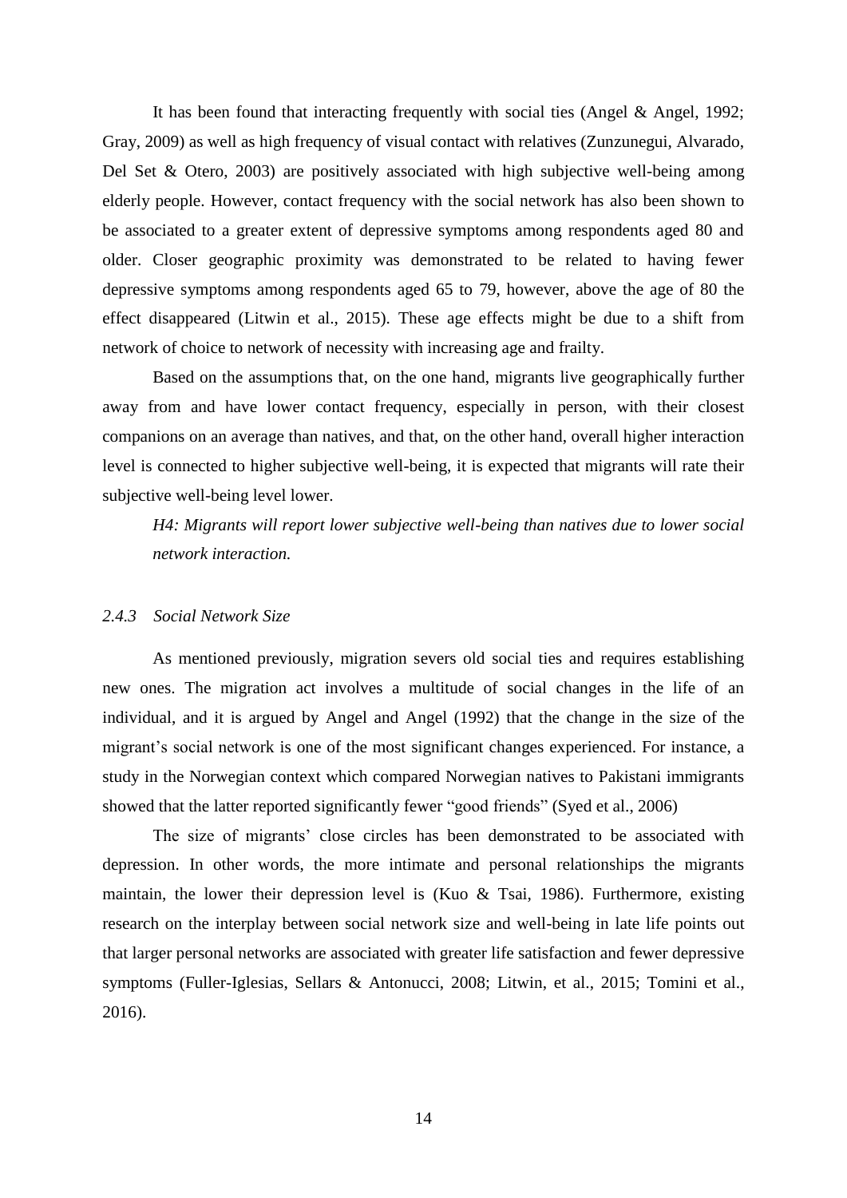It has been found that interacting frequently with social ties (Angel & Angel, 1992; Gray, 2009) as well as high frequency of visual contact with relatives (Zunzunegui, Alvarado, Del Set & Otero, 2003) are positively associated with high subjective well-being among elderly people. However, contact frequency with the social network has also been shown to be associated to a greater extent of depressive symptoms among respondents aged 80 and older. Closer geographic proximity was demonstrated to be related to having fewer depressive symptoms among respondents aged 65 to 79, however, above the age of 80 the effect disappeared (Litwin et al., 2015). These age effects might be due to a shift from network of choice to network of necessity with increasing age and frailty.

Based on the assumptions that, on the one hand, migrants live geographically further away from and have lower contact frequency, especially in person, with their closest companions on an average than natives, and that, on the other hand, overall higher interaction level is connected to higher subjective well-being, it is expected that migrants will rate their subjective well-being level lower.

*H4: Migrants will report lower subjective well-being than natives due to lower social network interaction.*

### *2.4.3 Social Network Size*

As mentioned previously, migration severs old social ties and requires establishing new ones. The migration act involves a multitude of social changes in the life of an individual, and it is argued by Angel and Angel (1992) that the change in the size of the migrant's social network is one of the most significant changes experienced. For instance, a study in the Norwegian context which compared Norwegian natives to Pakistani immigrants showed that the latter reported significantly fewer "good friends" (Syed et al., 2006)

The size of migrants' close circles has been demonstrated to be associated with depression. In other words, the more intimate and personal relationships the migrants maintain, the lower their depression level is (Kuo & Tsai, 1986). Furthermore, existing research on the interplay between social network size and well-being in late life points out that larger personal networks are associated with greater life satisfaction and fewer depressive symptoms (Fuller-Iglesias, Sellars & Antonucci, 2008; Litwin, et al., 2015; Tomini et al., 2016).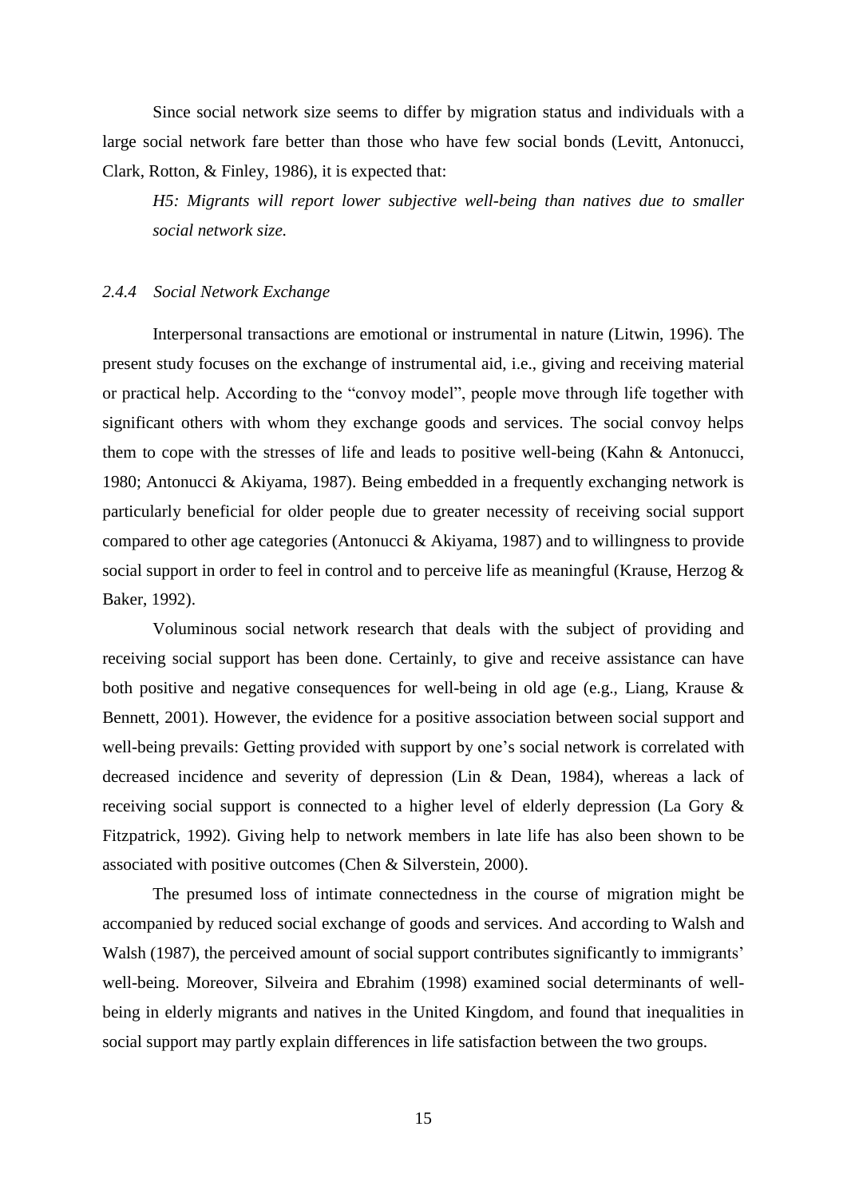Since social network size seems to differ by migration status and individuals with a large social network fare better than those who have few social bonds (Levitt, Antonucci, Clark, Rotton, & Finley, 1986), it is expected that:

*H5: Migrants will report lower subjective well-being than natives due to smaller social network size.*

### *2.4.4 Social Network Exchange*

Interpersonal transactions are emotional or instrumental in nature (Litwin, 1996). The present study focuses on the exchange of instrumental aid, i.e., giving and receiving material or practical help. According to the "convoy model", people move through life together with significant others with whom they exchange goods and services. The social convoy helps them to cope with the stresses of life and leads to positive well-being (Kahn & Antonucci, 1980; Antonucci & Akiyama, 1987). Being embedded in a frequently exchanging network is particularly beneficial for older people due to greater necessity of receiving social support compared to other age categories (Antonucci & Akiyama, 1987) and to willingness to provide social support in order to feel in control and to perceive life as meaningful (Krause, Herzog & Baker, 1992).

Voluminous social network research that deals with the subject of providing and receiving social support has been done. Certainly, to give and receive assistance can have both positive and negative consequences for well-being in old age (e.g., Liang, Krause & Bennett, 2001). However, the evidence for a positive association between social support and well-being prevails: Getting provided with support by one's social network is correlated with decreased incidence and severity of depression (Lin & Dean, 1984), whereas a lack of receiving social support is connected to a higher level of elderly depression (La Gory & Fitzpatrick, 1992). Giving help to network members in late life has also been shown to be associated with positive outcomes (Chen & Silverstein, 2000).

The presumed loss of intimate connectedness in the course of migration might be accompanied by reduced social exchange of goods and services. And according to Walsh and Walsh (1987), the perceived amount of social support contributes significantly to immigrants' well-being. Moreover, Silveira and Ebrahim (1998) examined social determinants of well-being in elderly migrants and natives in the United Kingdom, and found that inequalities in social support may partly explain differences in life satisfaction between the two groups.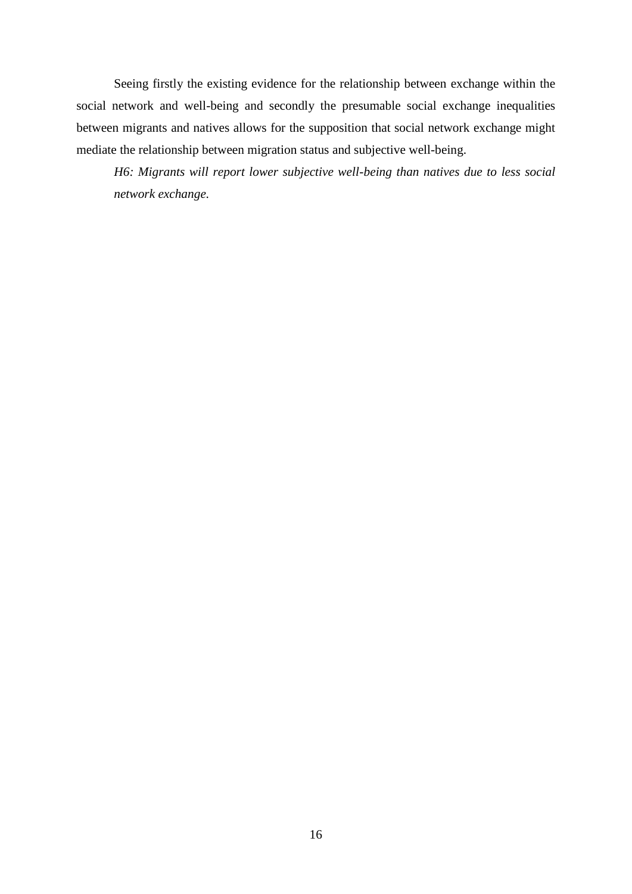Seeing firstly the existing evidence for the relationship between exchange within the social network and well-being and secondly the presumable social exchange inequalities between migrants and natives allows for the supposition that social network exchange might mediate the relationship between migration status and subjective well-being.

*H6: Migrants will report lower subjective well-being than natives due to less social network exchange.*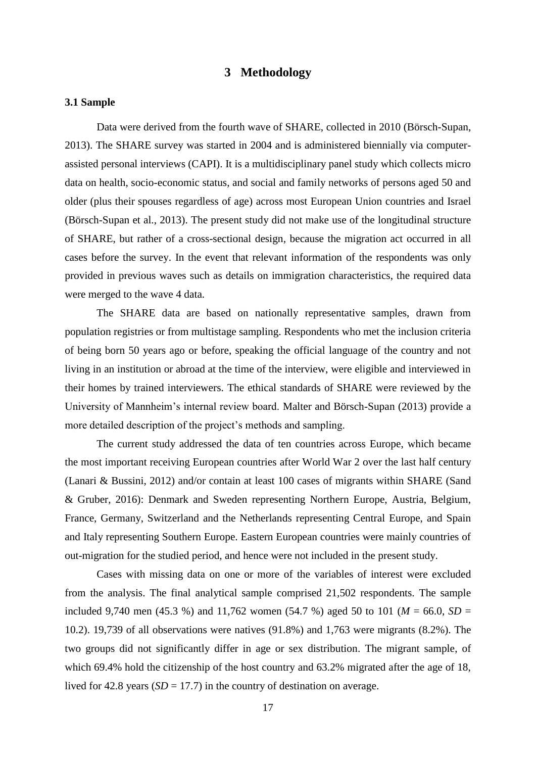# 3 Methodology

### 3.1 Sample

Data were derived from the fourth wave of SHARE, collected in 2010 (Börsch-Supan, 2013). The SHARE survey was started in 2004 and is administered biennially via computer-assisted personal interviews (CAPI). It is a multidisciplinary panel study which collects micro data on health, socio-economic status, and social and family networks of persons aged 50 and older (plus their spouses regardless of age) across most European Union countries and Israel (Börsch-Supan et al., 2013). The present study did not make use of the longitudinal structure of SHARE, but rather of a cross-sectional design, because the migration act occurred in all cases before the survey. In the event that relevant information of the respondents was only provided in previous waves such as details on immigration characteristics, the required data were merged to the wave 4 data.

The SHARE data are based on nationally representative samples, drawn from population registries or from multistage sampling. Respondents who met the inclusion criteria of being born 50 years ago or before, speaking the official language of the country and not living in an institution or abroad at the time of the interview, were eligible and interviewed in their homes by trained interviewers. The ethical standards of SHARE were reviewed by the University of Mannheim's internal review board. Malter and Börsch-Supan (2013) provide a more detailed description of the project's methods and sampling.

The current study addressed the data of ten countries across Europe, which became the most important receiving European countries after World War 2 over the last half century (Lanari & Bussini, 2012) and/or contain at least 100 cases of migrants within SHARE (Sand & Gruber, 2016): Denmark and Sweden representing Northern Europe, Austria, Belgium, France, Germany, Switzerland and the Netherlands representing Central Europe, and Spain and Italy representing Southern Europe. Eastern European countries were mainly countries of out-migration for the studied period, and hence were not included in the present study.

Cases with missing data on one or more of the variables of interest were excluded from the analysis. The final analytical sample comprised 21,502 respondents. The sample included 9,740 men (45.3 %) and 11,762 women (54.7 %) aged 50 to 101 ($M$ = 66.0, $SD$ = 10.2). 19,739 of all observations were natives (91.8%) and 1,763 were migrants (8.2%). The two groups did not significantly differ in age or sex distribution. The migrant sample, of which 69.4% hold the citizenship of the host country and 63.2% migrated after the age of 18, lived for 42.8 years ($SD$ = 17.7) in the country of destination on average.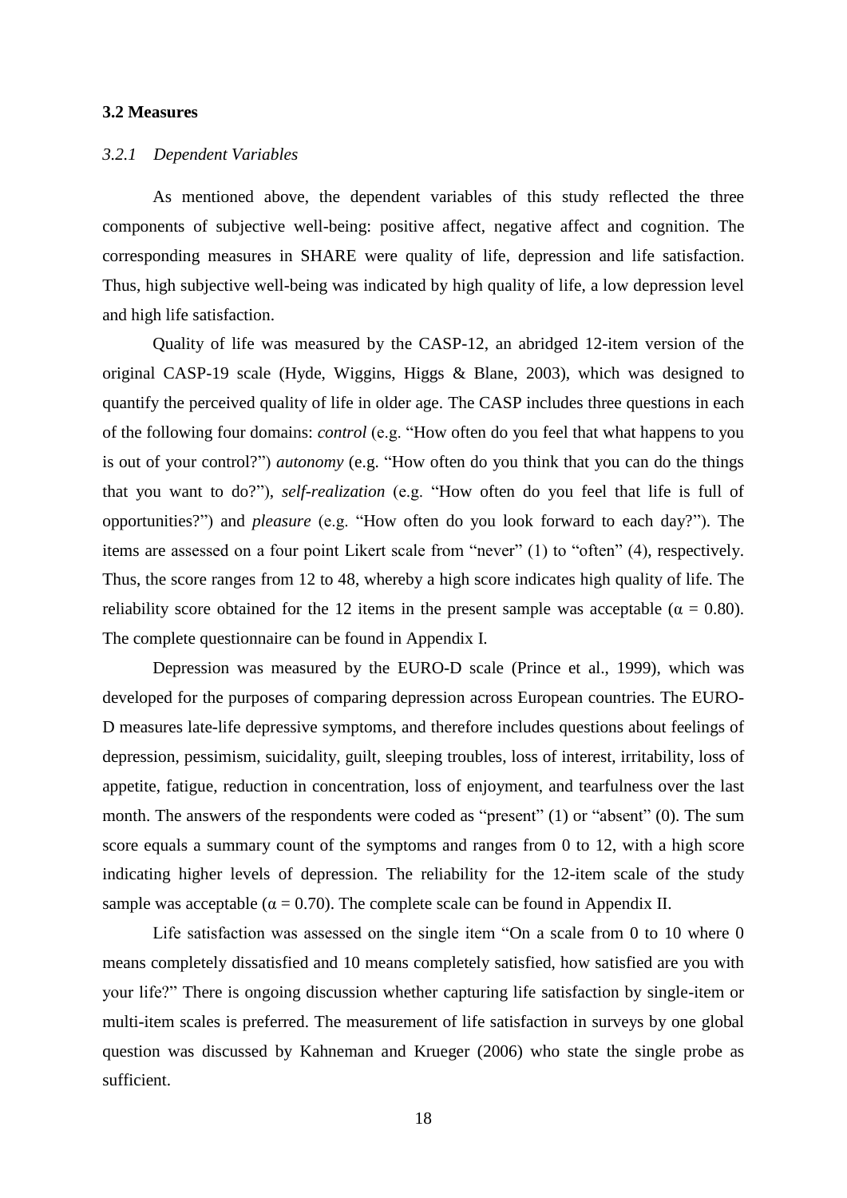### 3.2 Measures

#### *3.2.1 Dependent Variables*

As mentioned above, the dependent variables of this study reflected the three components of subjective well-being: positive affect, negative affect and cognition. The corresponding measures in SHARE were quality of life, depression and life satisfaction. Thus, high subjective well-being was indicated by high quality of life, a low depression level and high life satisfaction.

Quality of life was measured by the CASP-12, an abridged 12-item version of the original CASP-19 scale (Hyde, Wiggins, Higgs & Blane, 2003), which was designed to quantify the perceived quality of life in older age. The CASP includes three questions in each of the following four domains: *control* (e.g. "How often do you feel that what happens to you is out of your control?") *autonomy* (e.g. "How often do you think that you can do the things that you want to do?"), *self-realization* (e.g. "How often do you feel that life is full of opportunities?") and *pleasure* (e.g. "How often do you look forward to each day?"). The items are assessed on a four point Likert scale from "never" (1) to "often" (4), respectively. Thus, the score ranges from 12 to 48, whereby a high score indicates high quality of life. The reliability score obtained for the 12 items in the present sample was acceptable ($\alpha = 0.80$). The complete questionnaire can be found in Appendix I.

Depression was measured by the EURO-D scale (Prince et al., 1999), which was developed for the purposes of comparing depression across European countries. The EURO-D measures late-life depressive symptoms, and therefore includes questions about feelings of depression, pessimism, suicidality, guilt, sleeping troubles, loss of interest, irritability, loss of appetite, fatigue, reduction in concentration, loss of enjoyment, and tearfulness over the last month. The answers of the respondents were coded as "present" (1) or "absent" (0). The sum score equals a summary count of the symptoms and ranges from 0 to 12, with a high score indicating higher levels of depression. The reliability for the 12-item scale of the study sample was acceptable ($\alpha = 0.70$). The complete scale can be found in Appendix II.

Life satisfaction was assessed on the single item "On a scale from 0 to 10 where 0 means completely dissatisfied and 10 means completely satisfied, how satisfied are you with your life?" There is ongoing discussion whether capturing life satisfaction by single-item or multi-item scales is preferred. The measurement of life satisfaction in surveys by one global question was discussed by Kahneman and Krueger (2006) who state the single probe as sufficient.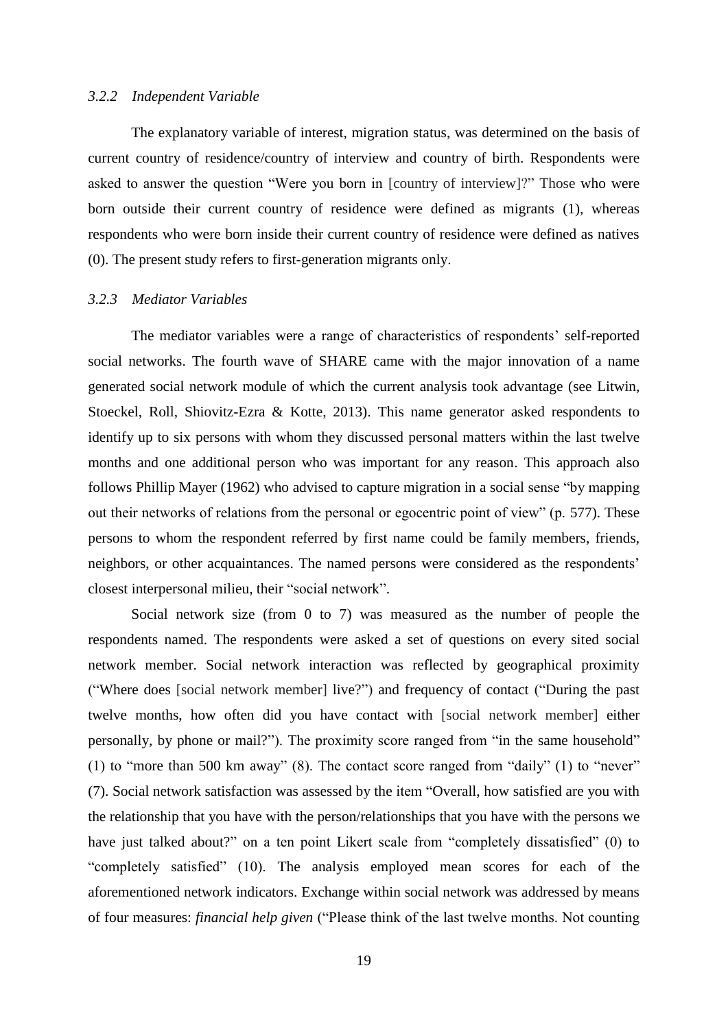### *3.2.2 Independent Variable*

The explanatory variable of interest, migration status, was determined on the basis of current country of residence/country of interview and country of birth. Respondents were asked to answer the question "Were you born in [country of interview]?" Those who were born outside their current country of residence were defined as migrants (1), whereas respondents who were born inside their current country of residence were defined as natives (0). The present study refers to first-generation migrants only.

### *3.2.3 Mediator Variables*

The mediator variables were a range of characteristics of respondents' self-reported social networks. The fourth wave of SHARE came with the major innovation of a name generated social network module of which the current analysis took advantage (see Litwin, Stoeckel, Roll, Shiovitz-Ezra & Kotte, 2013). This name generator asked respondents to identify up to six persons with whom they discussed personal matters within the last twelve months and one additional person who was important for any reason. This approach also follows Phillip Mayer (1962) who advised to capture migration in a social sense "by mapping out their networks of relations from the personal or egocentric point of view" (p. 577). These persons to whom the respondent referred by first name could be family members, friends, neighbors, or other acquaintances. The named persons were considered as the respondents' closest interpersonal milieu, their "social network".

Social network size (from 0 to 7) was measured as the number of people the respondents named. The respondents were asked a set of questions on every sited social network member. Social network interaction was reflected by geographical proximity ("Where does [social network member] live?") and frequency of contact ("During the past twelve months, how often did you have contact with [social network member] either personally, by phone or mail?"). The proximity score ranged from "in the same household" (1) to "more than 500 km away" (8). The contact score ranged from "daily" (1) to "never" (7). Social network satisfaction was assessed by the item "Overall, how satisfied are you with the relationship that you have with the person/relationships that you have with the persons we have just talked about?" on a ten point Likert scale from "completely dissatisfied" (0) to "completely satisfied" (10). The analysis employed mean scores for each of the aforementioned network indicators. Exchange within social network was addressed by means of four measures: *financial help given* ("Please think of the last twelve months. Not counting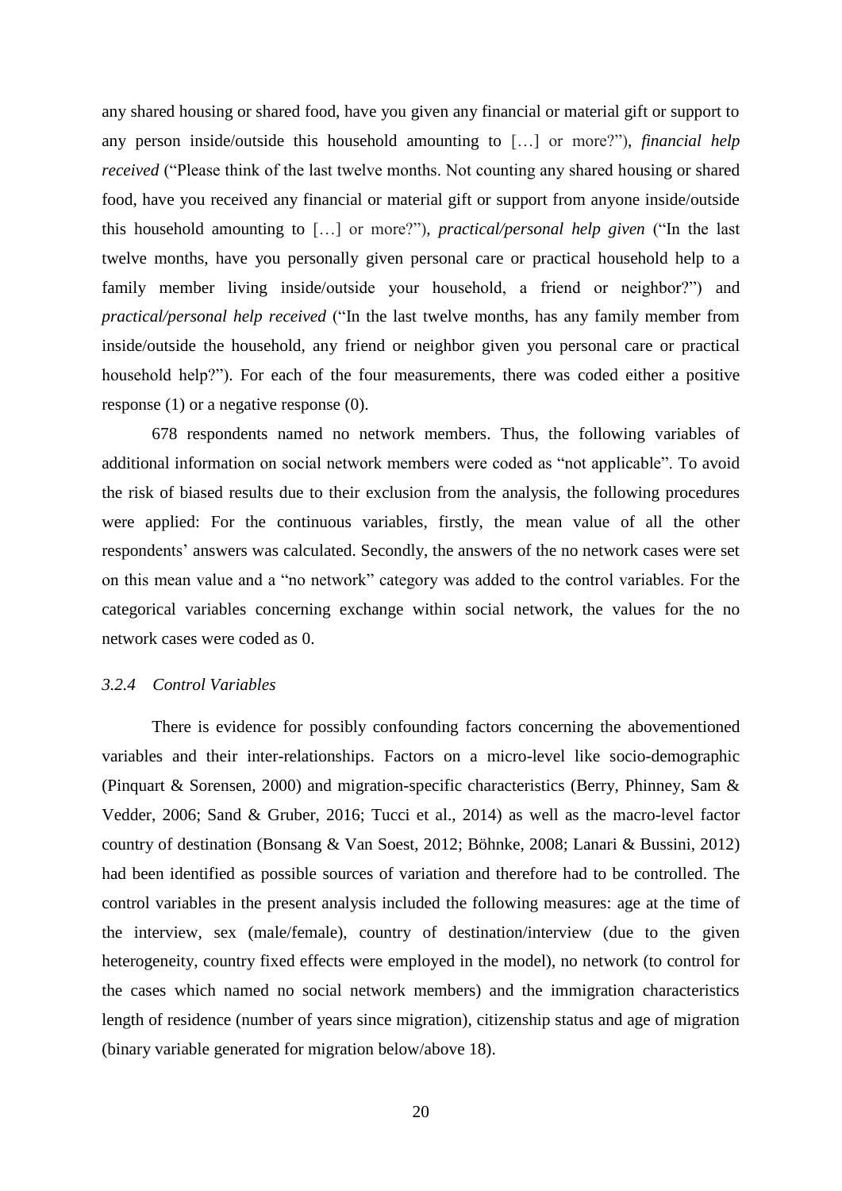any shared housing or shared food, have you given any financial or material gift or support to any person inside/outside this household amounting to […] or more?"), *financial help received* ("Please think of the last twelve months. Not counting any shared housing or shared food, have you received any financial or material gift or support from anyone inside/outside this household amounting to […] or more?"), *practical/personal help given* ("In the last twelve months, have you personally given personal care or practical household help to a family member living inside/outside your household, a friend or neighbor?") and *practical/personal help received* ("In the last twelve months, has any family member from inside/outside the household, any friend or neighbor given you personal care or practical household help?"). For each of the four measurements, there was coded either a positive response (1) or a negative response (0).

678 respondents named no network members. Thus, the following variables of additional information on social network members were coded as "not applicable". To avoid the risk of biased results due to their exclusion from the analysis, the following procedures were applied: For the continuous variables, firstly, the mean value of all the other respondents' answers was calculated. Secondly, the answers of the no network cases were set on this mean value and a "no network" category was added to the control variables. For the categorical variables concerning exchange within social network, the values for the no network cases were coded as 0.

### *3.2.4 Control Variables*

There is evidence for possibly confounding factors concerning the abovementioned variables and their inter-relationships. Factors on a micro-level like socio-demographic (Pinquart & Sorensen, 2000) and migration-specific characteristics (Berry, Phinney, Sam & Vedder, 2006; Sand & Gruber, 2016; Tucci et al., 2014) as well as the macro-level factor country of destination (Bonsang & Van Soest, 2012; Böhnke, 2008; Lanari & Bussini, 2012) had been identified as possible sources of variation and therefore had to be controlled. The control variables in the present analysis included the following measures: age at the time of the interview, sex (male/female), country of destination/interview (due to the given heterogeneity, country fixed effects were employed in the model), no network (to control for the cases which named no social network members) and the immigration characteristics length of residence (number of years since migration), citizenship status and age of migration (binary variable generated for migration below/above 18).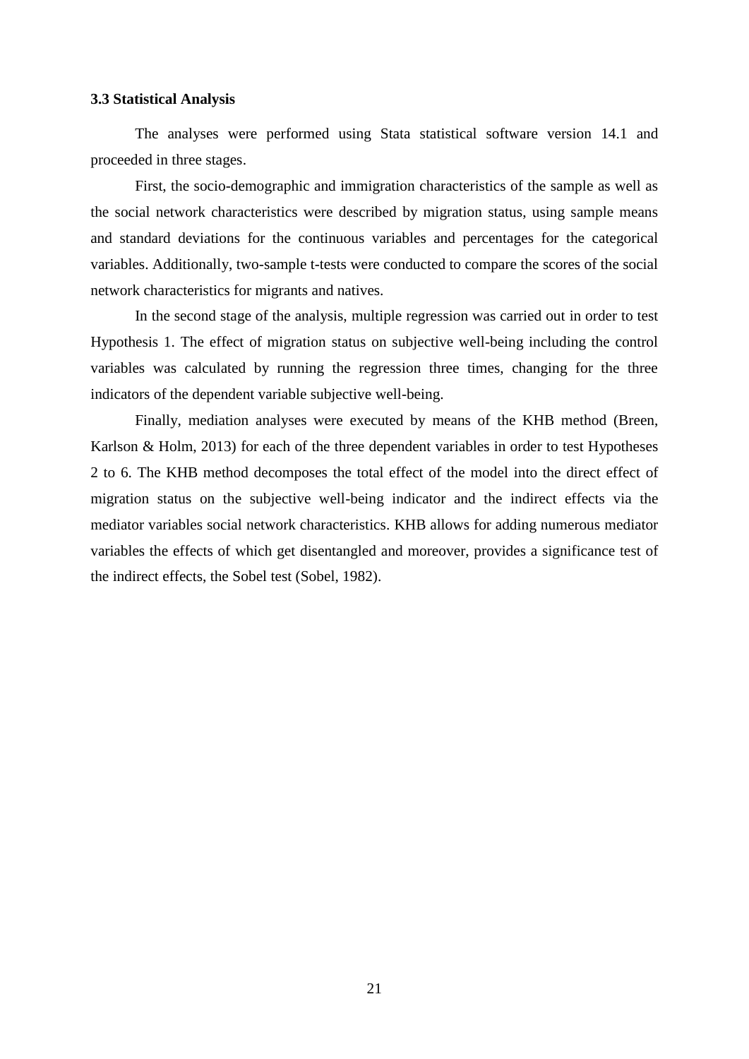### 3.3 Statistical Analysis

The analyses were performed using Stata statistical software version 14.1 and proceeded in three stages.

First, the socio-demographic and immigration characteristics of the sample as well as the social network characteristics were described by migration status, using sample means and standard deviations for the continuous variables and percentages for the categorical variables. Additionally, two-sample t-tests were conducted to compare the scores of the social network characteristics for migrants and natives.

In the second stage of the analysis, multiple regression was carried out in order to test Hypothesis 1. The effect of migration status on subjective well-being including the control variables was calculated by running the regression three times, changing for the three indicators of the dependent variable subjective well-being.

Finally, mediation analyses were executed by means of the KHB method (Breen, Karlson & Holm, 2013) for each of the three dependent variables in order to test Hypotheses 2 to 6. The KHB method decomposes the total effect of the model into the direct effect of migration status on the subjective well-being indicator and the indirect effects via the mediator variables social network characteristics. KHB allows for adding numerous mediator variables the effects of which get disentangled and moreover, provides a significance test of the indirect effects, the Sobel test (Sobel, 1982).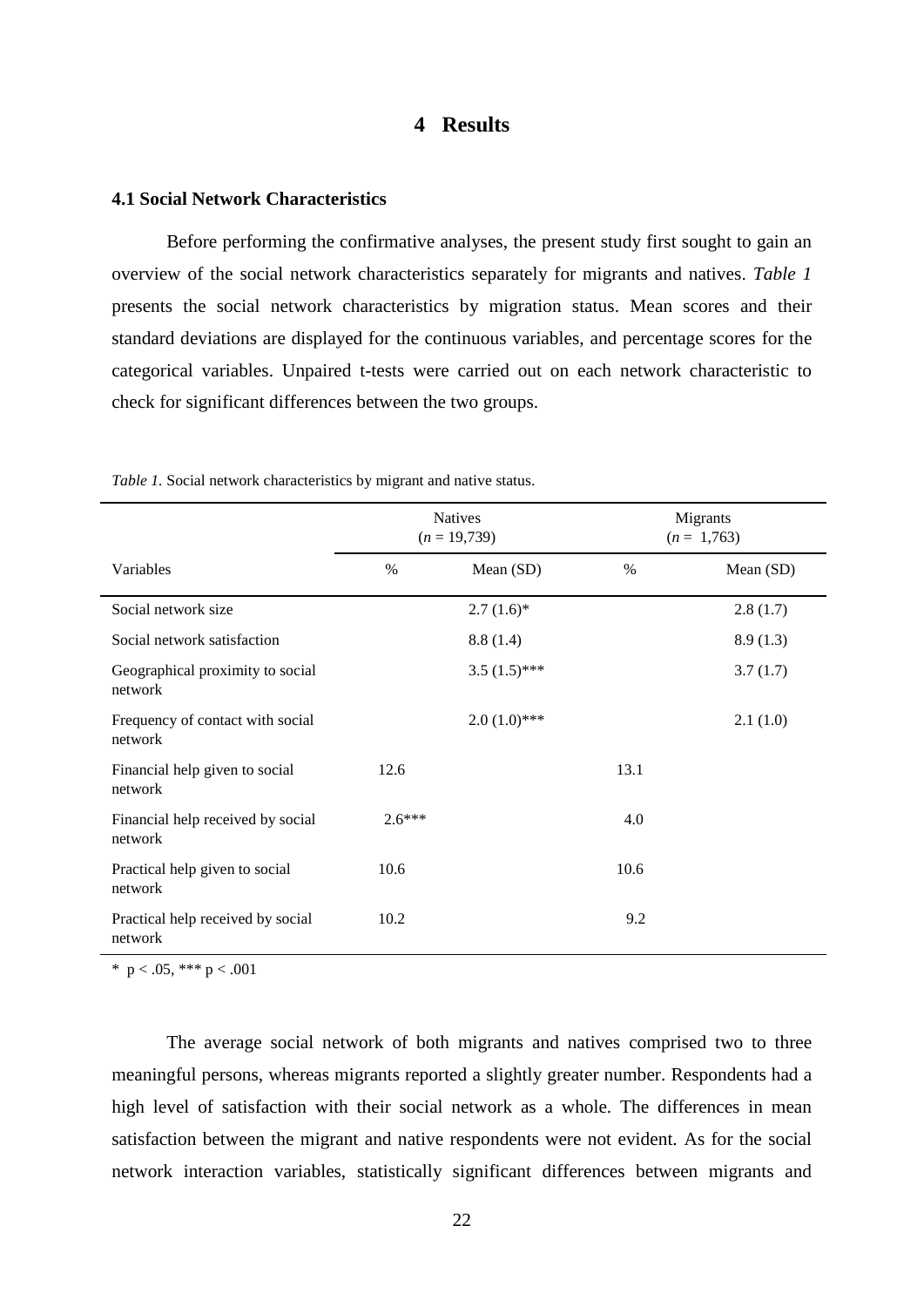# 4 Results

### 4.1 Social Network Characteristics

Before performing the confirmative analyses, the present study first sought to gain an overview of the social network characteristics separately for migrants and natives. *Table 1* presents the social network characteristics by migration status. Mean scores and their standard deviations are displayed for the continuous variables, and percentage scores for the categorical variables. Unpaired t-tests were carried out on each network characteristic to check for significant differences between the two groups.

*Table 1.* Social network characteristics by migrant and native status.

| | Natives ($n$ = 19,739) | | Migrants ($n$ = 1,763) | |
|---|---|---|---|---|
| Variables | % | Mean (SD) | % | Mean (SD) |
| Social network size | | 2.7 (1.6)* | | 2.8 (1.7) |
| Social network satisfaction | | 8.8 (1.4) | | 8.9 (1.3) |
| Geographical proximity to social network | | 3.5 (1.5)*** | | 3.7 (1.7) |
| Frequency of contact with social network | | 2.0 (1.0)*** | | 2.1 (1.0) |
| Financial help given to social network | 12.6 | | 13.1 | |
| Financial help received by social network | 2.6*** | | 4.0 | |
| Practical help given to social network | 10.6 | | 10.6 | |
| Practical help received by social network | 10.2 | | 9.2 | |

\* $p < .05$, *** $p < .001$

The average social network of both migrants and natives comprised two to three meaningful persons, whereas migrants reported a slightly greater number. Respondents had a high level of satisfaction with their social network as a whole. The differences in mean satisfaction between the migrant and native respondents were not evident. As for the social network interaction variables, statistically significant differences between migrants and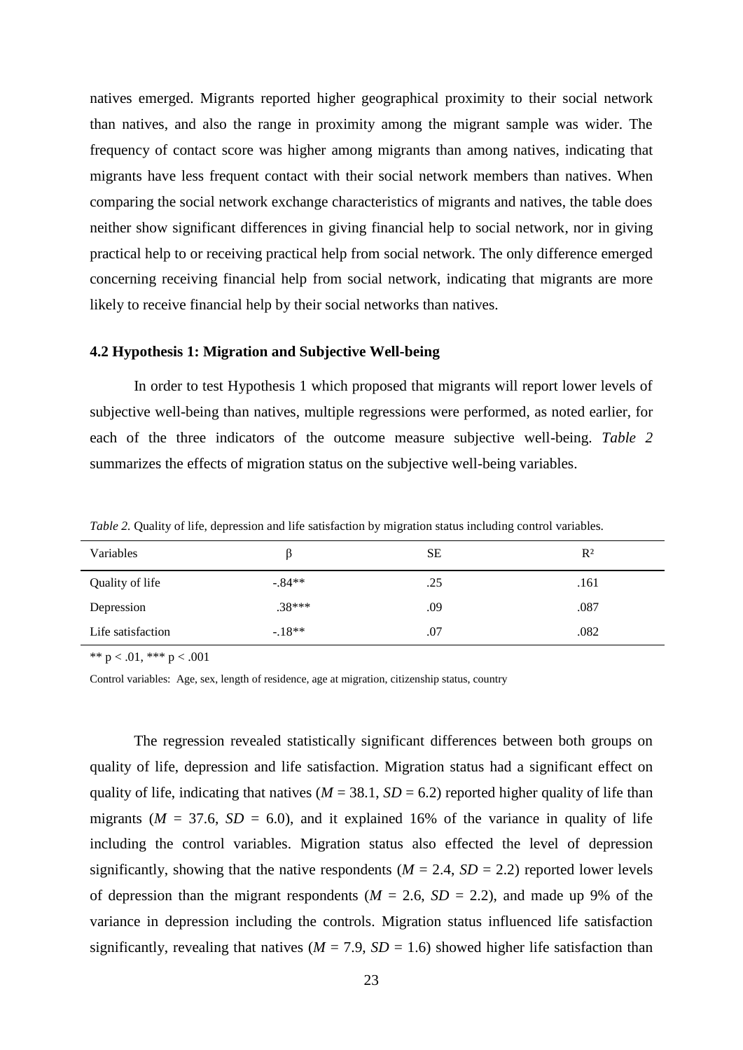natives emerged. Migrants reported higher geographical proximity to their social network than natives, and also the range in proximity among the migrant sample was wider. The frequency of contact score was higher among migrants than among natives, indicating that migrants have less frequent contact with their social network members than natives. When comparing the social network exchange characteristics of migrants and natives, the table does neither show significant differences in giving financial help to social network, nor in giving practical help to or receiving practical help from social network. The only difference emerged concerning receiving financial help from social network, indicating that migrants are more likely to receive financial help by their social networks than natives.

### 4.2 Hypothesis 1: Migration and Subjective Well-being

In order to test Hypothesis 1 which proposed that migrants will report lower levels of subjective well-being than natives, multiple regressions were performed, as noted earlier, for each of the three indicators of the outcome measure subjective well-being. *Table 2* summarizes the effects of migration status on the subjective well-being variables.

*Table 2.* Quality of life, depression and life satisfaction by migration status including control variables.

| Variables | β | SE | $R^2$ |
|---|---|---|---|
| Quality of life | -.84** | .25 | .161 |
| Depression | .38*** | .09 | .087 |
| Life satisfaction | -.18** | .07 | .082 |

** $p < .01$, *** $p < .001$

Control variables: Age, sex, length of residence, age at migration, citizenship status, country

The regression revealed statistically significant differences between both groups on quality of life, depression and life satisfaction. Migration status had a significant effect on quality of life, indicating that natives ($M$ = 38.1, $SD$ = 6.2) reported higher quality of life than migrants ($M$ = 37.6, $SD$ = 6.0), and it explained 16% of the variance in quality of life including the control variables. Migration status also effected the level of depression significantly, showing that the native respondents ($M$ = 2.4, $SD$ = 2.2) reported lower levels of depression than the migrant respondents ($M$ = 2.6, $SD$ = 2.2), and made up 9% of the variance in depression including the controls. Migration status influenced life satisfaction significantly, revealing that natives ($M$ = 7.9, $SD$ = 1.6) showed higher life satisfaction than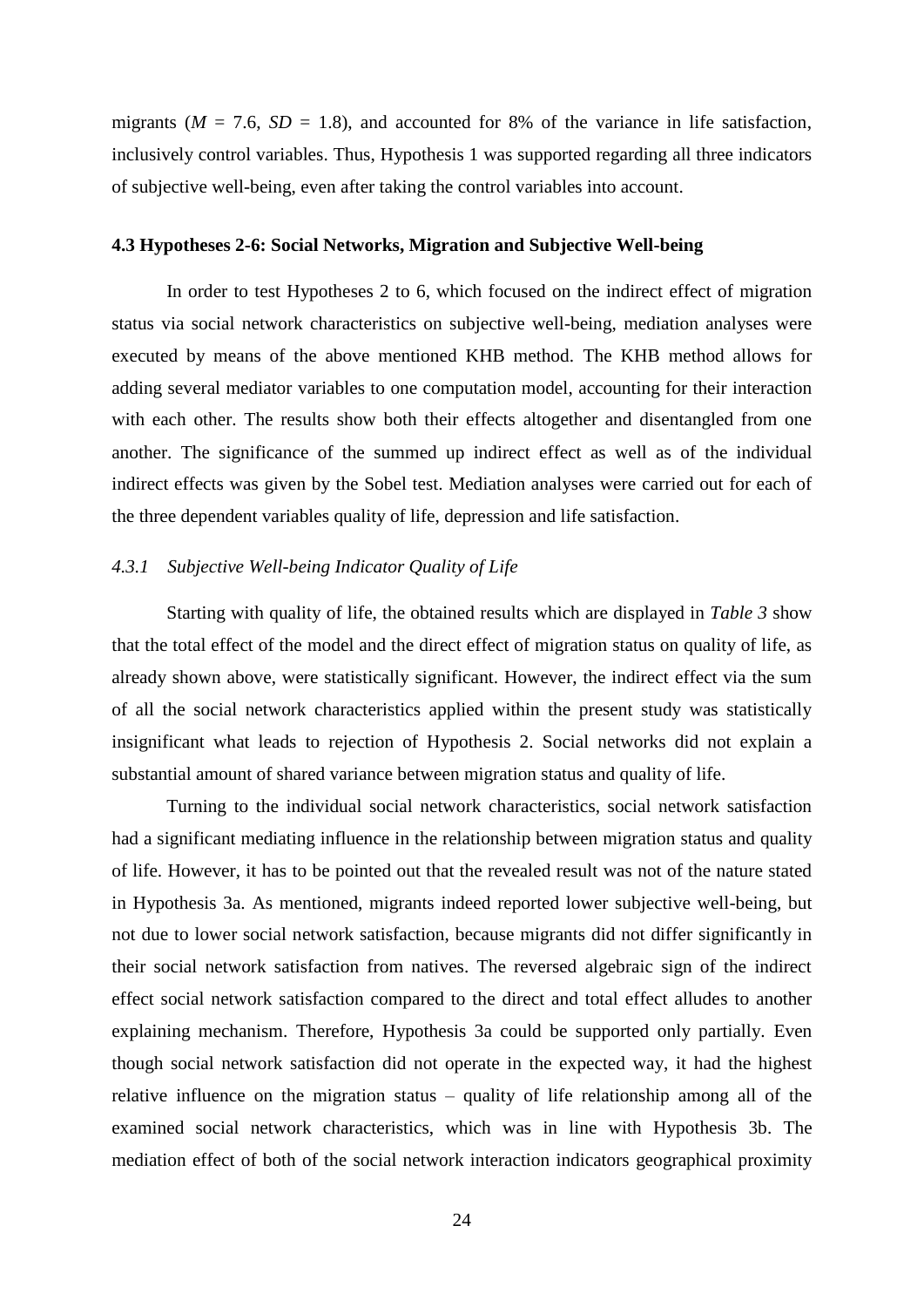migrants ($M$ = 7.6, $SD$ = 1.8), and accounted for 8% of the variance in life satisfaction, inclusively control variables. Thus, Hypothesis 1 was supported regarding all three indicators of subjective well-being, even after taking the control variables into account.

### 4.3 Hypotheses 2-6: Social Networks, Migration and Subjective Well-being

In order to test Hypotheses 2 to 6, which focused on the indirect effect of migration status via social network characteristics on subjective well-being, mediation analyses were executed by means of the above mentioned KHB method. The KHB method allows for adding several mediator variables to one computation model, accounting for their interaction with each other. The results show both their effects altogether and disentangled from one another. The significance of the summed up indirect effect as well as of the individual indirect effects was given by the Sobel test. Mediation analyses were carried out for each of the three dependent variables quality of life, depression and life satisfaction.

#### *4.3.1 Subjective Well-being Indicator Quality of Life*

Starting with quality of life, the obtained results which are displayed in *Table 3* show that the total effect of the model and the direct effect of migration status on quality of life, as already shown above, were statistically significant. However, the indirect effect via the sum of all the social network characteristics applied within the present study was statistically insignificant what leads to rejection of Hypothesis 2. Social networks did not explain a substantial amount of shared variance between migration status and quality of life.

Turning to the individual social network characteristics, social network satisfaction had a significant mediating influence in the relationship between migration status and quality of life. However, it has to be pointed out that the revealed result was not of the nature stated in Hypothesis 3a. As mentioned, migrants indeed reported lower subjective well-being, but not due to lower social network satisfaction, because migrants did not differ significantly in their social network satisfaction from natives. The reversed algebraic sign of the indirect effect social network satisfaction compared to the direct and total effect alludes to another explaining mechanism. Therefore, Hypothesis 3a could be supported only partially. Even though social network satisfaction did not operate in the expected way, it had the highest relative influence on the migration status – quality of life relationship among all of the examined social network characteristics, which was in line with Hypothesis 3b. The mediation effect of both of the social network interaction indicators geographical proximity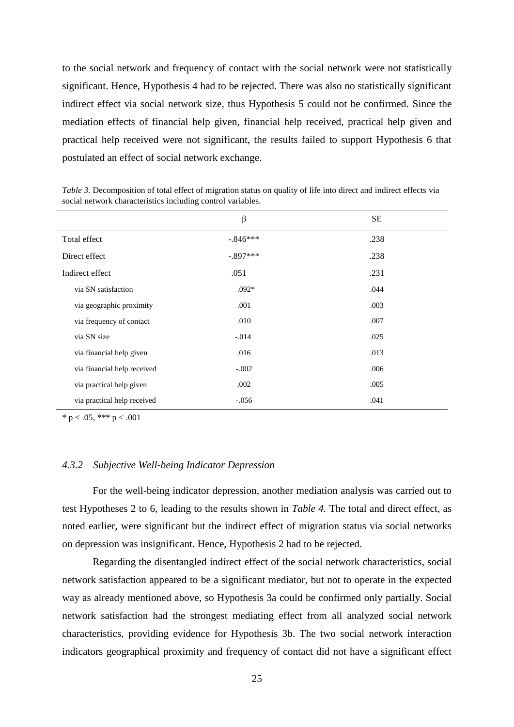to the social network and frequency of contact with the social network were not statistically significant. Hence, Hypothesis 4 had to be rejected. There was also no statistically significant indirect effect via social network size, thus Hypothesis 5 could not be confirmed. Since the mediation effects of financial help given, financial help received, practical help given and practical help received were not significant, the results failed to support Hypothesis 6 that postulated an effect of social network exchange.

*Table 3.* Decomposition of total effect of migration status on quality of life into direct and indirect effects via social network characteristics including control variables.

| | β | SE |
|---|---|---|
| Total effect | -.846*** | .238 |
| Direct effect | -.897*** | .238 |
| Indirect effect | .051 | .231 |
| via SN satisfaction | .092* | .044 |
| via geographic proximity | .001 | .003 |
| via frequency of contact | .010 | .007 |
| via SN size | -.014 | .025 |
| via financial help given | .016 | .013 |
| via financial help received | -.002 | .006 |
| via practical help given | .002 | .005 |
| via practical help received | -.056 | .041 |

\* $p < .05$, *** $p < .001$

### 4.3.2 *Subjective Well-being Indicator Depression*

For the well-being indicator depression, another mediation analysis was carried out to test Hypotheses 2 to 6, leading to the results shown in *Table 4.* The total and direct effect, as noted earlier, were significant but the indirect effect of migration status via social networks on depression was insignificant. Hence, Hypothesis 2 had to be rejected.

Regarding the disentangled indirect effect of the social network characteristics, social network satisfaction appeared to be a significant mediator, but not to operate in the expected way as already mentioned above, so Hypothesis 3a could be confirmed only partially. Social network satisfaction had the strongest mediating effect from all analyzed social network characteristics, providing evidence for Hypothesis 3b. The two social network interaction indicators geographical proximity and frequency of contact did not have a significant effect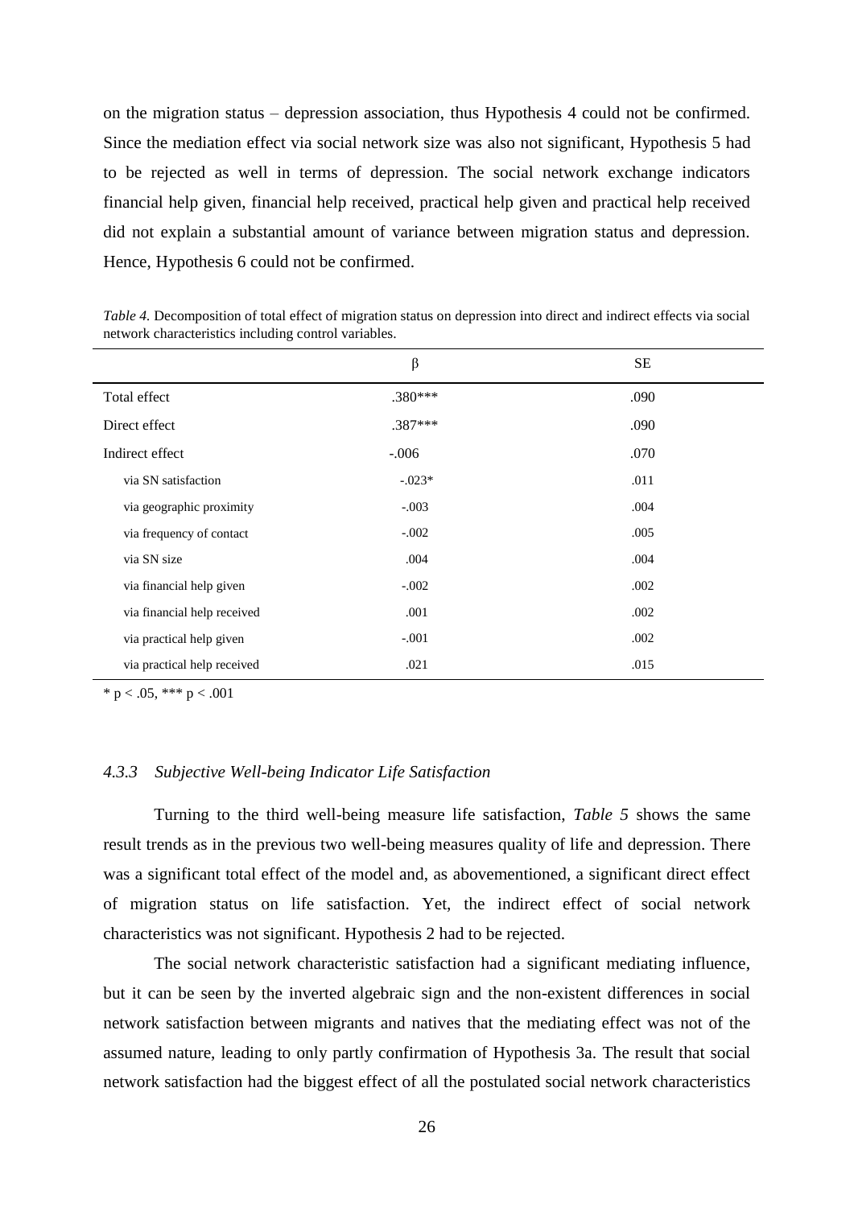on the migration status – depression association, thus Hypothesis 4 could not be confirmed. Since the mediation effect via social network size was also not significant, Hypothesis 5 had to be rejected as well in terms of depression. The social network exchange indicators financial help given, financial help received, practical help given and practical help received did not explain a substantial amount of variance between migration status and depression. Hence, Hypothesis 6 could not be confirmed.

*Table 4.* Decomposition of total effect of migration status on depression into direct and indirect effects via social network characteristics including control variables.

| | β | SE |
|---|---|---|
| Total effect | .380*** | .090 |
| Direct effect | .387*** | .090 |
| Indirect effect | -.006 | .070 |
| via SN satisfaction | -.023* | .011 |
| via geographic proximity | -.003 | .004 |
| via frequency of contact | -.002 | .005 |
| via SN size | .004 | .004 |
| via financial help given | -.002 | .002 |
| via financial help received | .001 | .002 |
| via practical help given | -.001 | .002 |
| via practical help received | .021 | .015 |

$* p < .05$, $*** p < .001$

### *4.3.3 Subjective Well-being Indicator Life Satisfaction*

Turning to the third well-being measure life satisfaction, *Table 5* shows the same result trends as in the previous two well-being measures quality of life and depression. There was a significant total effect of the model and, as abovementioned, a significant direct effect of migration status on life satisfaction. Yet, the indirect effect of social network characteristics was not significant. Hypothesis 2 had to be rejected.

The social network characteristic satisfaction had a significant mediating influence, but it can be seen by the inverted algebraic sign and the non-existent differences in social network satisfaction between migrants and natives that the mediating effect was not of the assumed nature, leading to only partly confirmation of Hypothesis 3a. The result that social network satisfaction had the biggest effect of all the postulated social network characteristics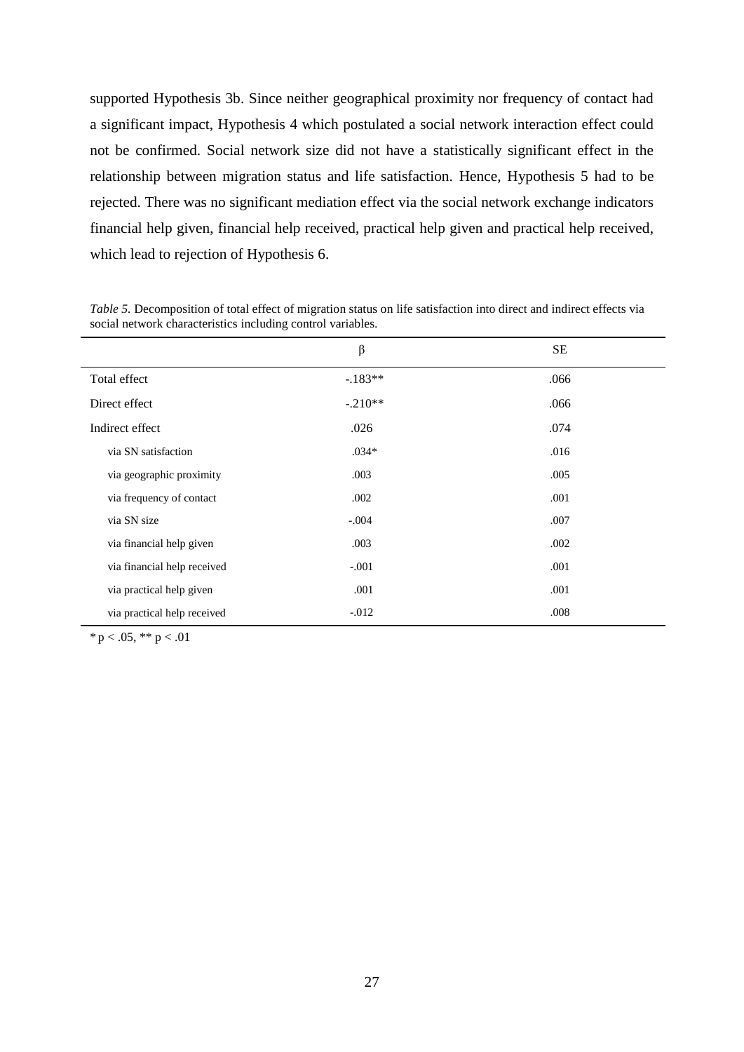supported Hypothesis 3b. Since neither geographical proximity nor frequency of contact had a significant impact, Hypothesis 4 which postulated a social network interaction effect could not be confirmed. Social network size did not have a statistically significant effect in the relationship between migration status and life satisfaction. Hence, Hypothesis 5 had to be rejected. There was no significant mediation effect via the social network exchange indicators financial help given, financial help received, practical help given and practical help received, which lead to rejection of Hypothesis 6.

*Table 5.* Decomposition of total effect of migration status on life satisfaction into direct and indirect effects via social network characteristics including control variables.

| | β | SE |
|---|---|---|
| Total effect | -.183** | .066 |
| Direct effect | -.210** | .066 |
| Indirect effect | .026 | .074 |
| via SN satisfaction | .034* | .016 |
| via geographic proximity | .003 | .005 |
| via frequency of contact | .002 | .001 |
| via SN size | -.004 | .007 |
| via financial help given | .003 | .002 |
| via financial help received | -.001 | .001 |
| via practical help given | .001 | .001 |
| via practical help received | -.012 | .008 |

* $p < .05$, ** $p < .01$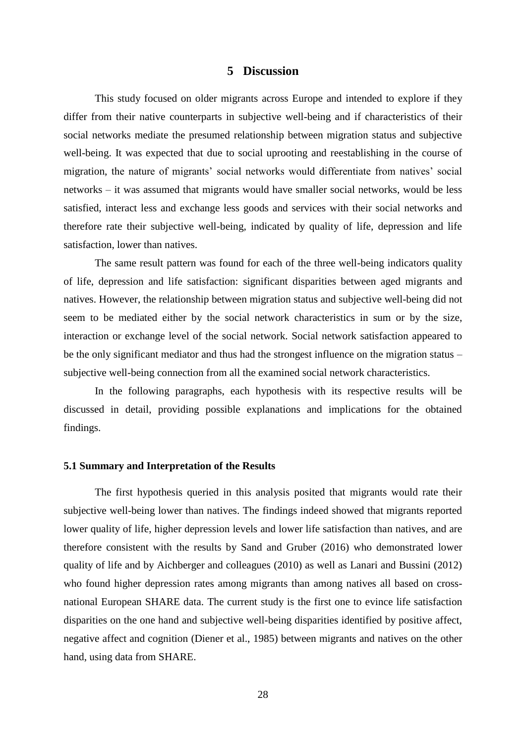# 5 Discussion

This study focused on older migrants across Europe and intended to explore if they differ from their native counterparts in subjective well-being and if characteristics of their social networks mediate the presumed relationship between migration status and subjective well-being. It was expected that due to social uprooting and reestablishing in the course of migration, the nature of migrants' social networks would differentiate from natives' social networks – it was assumed that migrants would have smaller social networks, would be less satisfied, interact less and exchange less goods and services with their social networks and therefore rate their subjective well-being, indicated by quality of life, depression and life satisfaction, lower than natives.

The same result pattern was found for each of the three well-being indicators quality of life, depression and life satisfaction: significant disparities between aged migrants and natives. However, the relationship between migration status and subjective well-being did not seem to be mediated either by the social network characteristics in sum or by the size, interaction or exchange level of the social network. Social network satisfaction appeared to be the only significant mediator and thus had the strongest influence on the migration status – subjective well-being connection from all the examined social network characteristics.

In the following paragraphs, each hypothesis with its respective results will be discussed in detail, providing possible explanations and implications for the obtained findings.

## 5.1 Summary and Interpretation of the Results

The first hypothesis queried in this analysis posited that migrants would rate their subjective well-being lower than natives. The findings indeed showed that migrants reported lower quality of life, higher depression levels and lower life satisfaction than natives, and are therefore consistent with the results by Sand and Gruber (2016) who demonstrated lower quality of life and by Aichberger and colleagues (2010) as well as Lanari and Bussini (2012) who found higher depression rates among migrants than among natives all based on cross-national European SHARE data. The current study is the first one to evince life satisfaction disparities on the one hand and subjective well-being disparities identified by positive affect, negative affect and cognition (Diener et al., 1985) between migrants and natives on the other hand, using data from SHARE.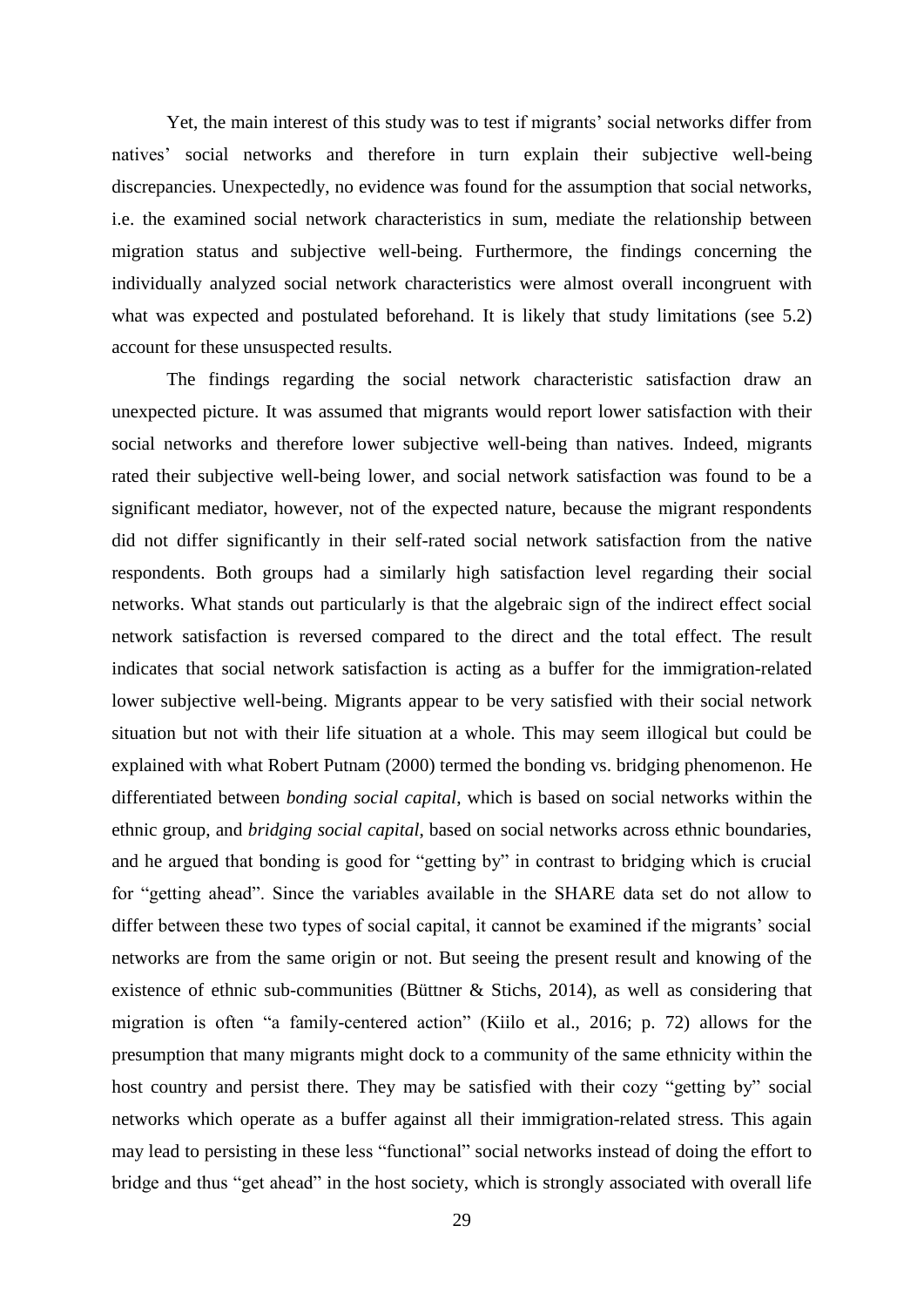Yet, the main interest of this study was to test if migrants' social networks differ from natives' social networks and therefore in turn explain their subjective well-being discrepancies. Unexpectedly, no evidence was found for the assumption that social networks, i.e. the examined social network characteristics in sum, mediate the relationship between migration status and subjective well-being. Furthermore, the findings concerning the individually analyzed social network characteristics were almost overall incongruent with what was expected and postulated beforehand. It is likely that study limitations (see 5.2) account for these unsuspected results.

The findings regarding the social network characteristic satisfaction draw an unexpected picture. It was assumed that migrants would report lower satisfaction with their social networks and therefore lower subjective well-being than natives. Indeed, migrants rated their subjective well-being lower, and social network satisfaction was found to be a significant mediator, however, not of the expected nature, because the migrant respondents did not differ significantly in their self-rated social network satisfaction from the native respondents. Both groups had a similarly high satisfaction level regarding their social networks. What stands out particularly is that the algebraic sign of the indirect effect social network satisfaction is reversed compared to the direct and the total effect. The result indicates that social network satisfaction is acting as a buffer for the immigration-related lower subjective well-being. Migrants appear to be very satisfied with their social network situation but not with their life situation at a whole. This may seem illogical but could be explained with what Robert Putnam (2000) termed the bonding vs. bridging phenomenon. He differentiated between *bonding social capital*, which is based on social networks within the ethnic group, and *bridging social capital*, based on social networks across ethnic boundaries, and he argued that bonding is good for "getting by" in contrast to bridging which is crucial for "getting ahead". Since the variables available in the SHARE data set do not allow to differ between these two types of social capital, it cannot be examined if the migrants' social networks are from the same origin or not. But seeing the present result and knowing of the existence of ethnic sub-communities (Büttner & Stichs, 2014), as well as considering that migration is often "a family-centered action" (Kiilo et al., 2016; p. 72) allows for the presumption that many migrants might dock to a community of the same ethnicity within the host country and persist there. They may be satisfied with their cozy "getting by" social networks which operate as a buffer against all their immigration-related stress. This again may lead to persisting in these less "functional" social networks instead of doing the effort to bridge and thus "get ahead" in the host society, which is strongly associated with overall life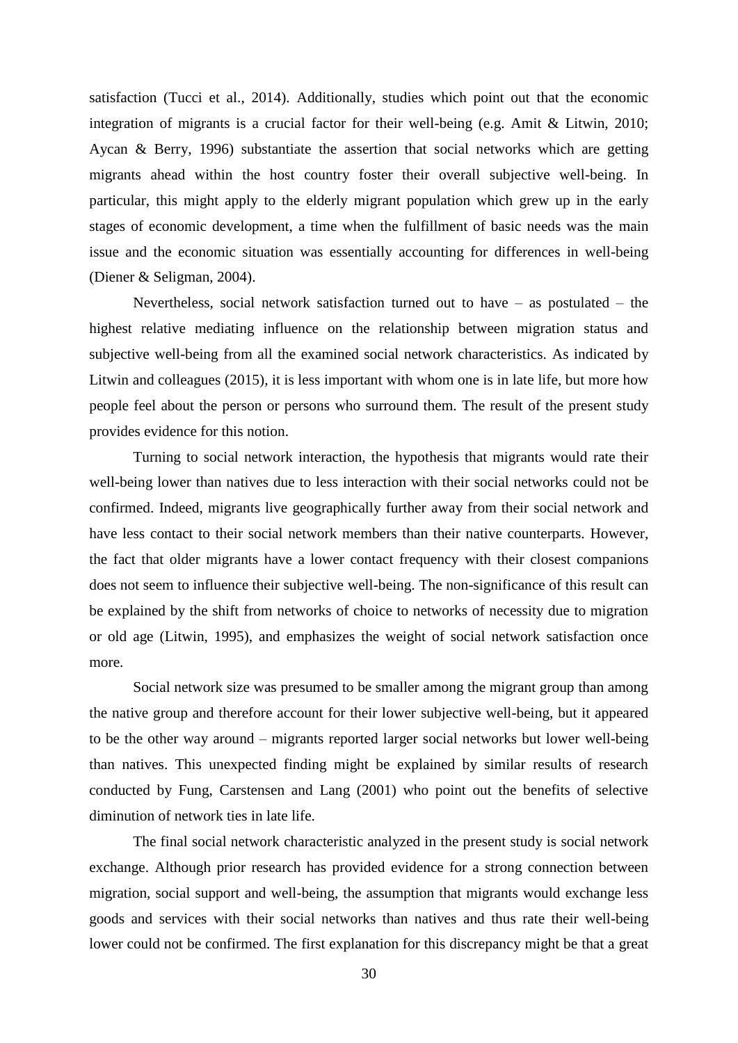satisfaction (Tucci et al., 2014). Additionally, studies which point out that the economic integration of migrants is a crucial factor for their well-being (e.g. Amit & Litwin, 2010; Aycan & Berry, 1996) substantiate the assertion that social networks which are getting migrants ahead within the host country foster their overall subjective well-being. In particular, this might apply to the elderly migrant population which grew up in the early stages of economic development, a time when the fulfillment of basic needs was the main issue and the economic situation was essentially accounting for differences in well-being (Diener & Seligman, 2004).

Nevertheless, social network satisfaction turned out to have – as postulated – the highest relative mediating influence on the relationship between migration status and subjective well-being from all the examined social network characteristics. As indicated by Litwin and colleagues (2015), it is less important with whom one is in late life, but more how people feel about the person or persons who surround them. The result of the present study provides evidence for this notion.

Turning to social network interaction, the hypothesis that migrants would rate their well-being lower than natives due to less interaction with their social networks could not be confirmed. Indeed, migrants live geographically further away from their social network and have less contact to their social network members than their native counterparts. However, the fact that older migrants have a lower contact frequency with their closest companions does not seem to influence their subjective well-being. The non-significance of this result can be explained by the shift from networks of choice to networks of necessity due to migration or old age (Litwin, 1995), and emphasizes the weight of social network satisfaction once more.

Social network size was presumed to be smaller among the migrant group than among the native group and therefore account for their lower subjective well-being, but it appeared to be the other way around – migrants reported larger social networks but lower well-being than natives. This unexpected finding might be explained by similar results of research conducted by Fung, Carstensen and Lang (2001) who point out the benefits of selective diminution of network ties in late life.

The final social network characteristic analyzed in the present study is social network exchange. Although prior research has provided evidence for a strong connection between migration, social support and well-being, the assumption that migrants would exchange less goods and services with their social networks than natives and thus rate their well-being lower could not be confirmed. The first explanation for this discrepancy might be that a great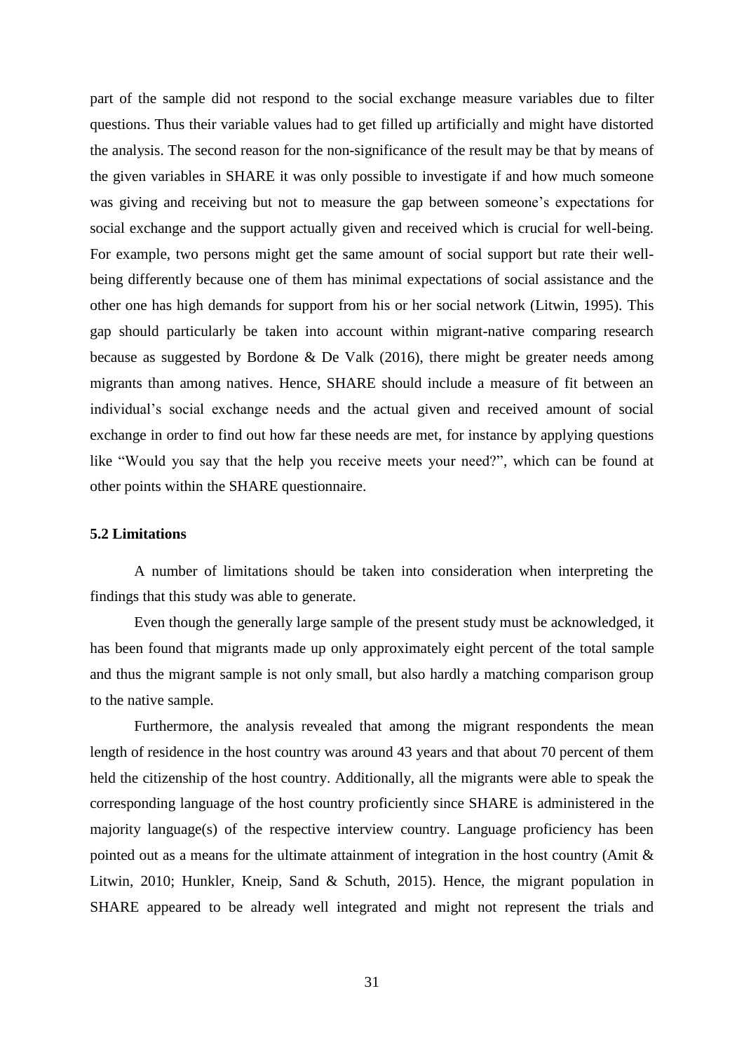part of the sample did not respond to the social exchange measure variables due to filter questions. Thus their variable values had to get filled up artificially and might have distorted the analysis. The second reason for the non-significance of the result may be that by means of the given variables in SHARE it was only possible to investigate if and how much someone was giving and receiving but not to measure the gap between someone's expectations for social exchange and the support actually given and received which is crucial for well-being. For example, two persons might get the same amount of social support but rate their well-being differently because one of them has minimal expectations of social assistance and the other one has high demands for support from his or her social network (Litwin, 1995). This gap should particularly be taken into account within migrant-native comparing research because as suggested by Bordone & De Valk (2016), there might be greater needs among migrants than among natives. Hence, SHARE should include a measure of fit between an individual's social exchange needs and the actual given and received amount of social exchange in order to find out how far these needs are met, for instance by applying questions like "Would you say that the help you receive meets your need?", which can be found at other points within the SHARE questionnaire.

### 5.2 Limitations

A number of limitations should be taken into consideration when interpreting the findings that this study was able to generate.

Even though the generally large sample of the present study must be acknowledged, it has been found that migrants made up only approximately eight percent of the total sample and thus the migrant sample is not only small, but also hardly a matching comparison group to the native sample.

Furthermore, the analysis revealed that among the migrant respondents the mean length of residence in the host country was around 43 years and that about 70 percent of them held the citizenship of the host country. Additionally, all the migrants were able to speak the corresponding language of the host country proficiently since SHARE is administered in the majority language(s) of the respective interview country. Language proficiency has been pointed out as a means for the ultimate attainment of integration in the host country (Amit & Litwin, 2010; Hunkler, Kneip, Sand & Schuth, 2015). Hence, the migrant population in SHARE appeared to be already well integrated and might not represent the trials and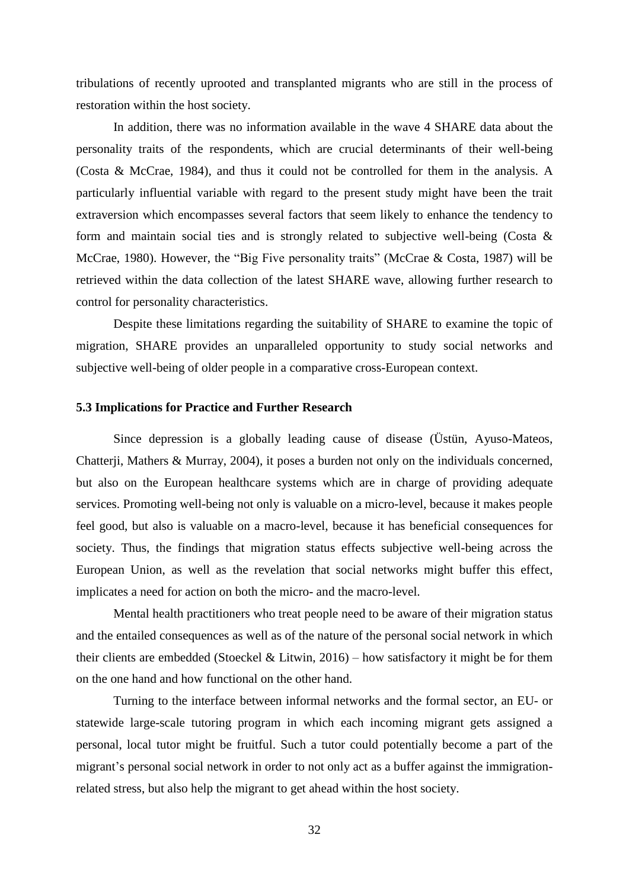tribulations of recently uprooted and transplanted migrants who are still in the process of restoration within the host society.

In addition, there was no information available in the wave 4 SHARE data about the personality traits of the respondents, which are crucial determinants of their well-being (Costa & McCrae, 1984), and thus it could not be controlled for them in the analysis. A particularly influential variable with regard to the present study might have been the trait extraversion which encompasses several factors that seem likely to enhance the tendency to form and maintain social ties and is strongly related to subjective well-being (Costa & McCrae, 1980). However, the "Big Five personality traits" (McCrae & Costa, 1987) will be retrieved within the data collection of the latest SHARE wave, allowing further research to control for personality characteristics.

Despite these limitations regarding the suitability of SHARE to examine the topic of migration, SHARE provides an unparalleled opportunity to study social networks and subjective well-being of older people in a comparative cross-European context.

### 5.3 Implications for Practice and Further Research

Since depression is a globally leading cause of disease (Üstün, Ayuso-Mateos, Chatterji, Mathers & Murray, 2004), it poses a burden not only on the individuals concerned, but also on the European healthcare systems which are in charge of providing adequate services. Promoting well-being not only is valuable on a micro-level, because it makes people feel good, but also is valuable on a macro-level, because it has beneficial consequences for society. Thus, the findings that migration status effects subjective well-being across the European Union, as well as the revelation that social networks might buffer this effect, implicates a need for action on both the micro- and the macro-level.

Mental health practitioners who treat people need to be aware of their migration status and the entailed consequences as well as of the nature of the personal social network in which their clients are embedded (Stoeckel & Litwin, 2016) – how satisfactory it might be for them on the one hand and how functional on the other hand.

Turning to the interface between informal networks and the formal sector, an EU- or statewide large-scale tutoring program in which each incoming migrant gets assigned a personal, local tutor might be fruitful. Such a tutor could potentially become a part of the migrant's personal social network in order to not only act as a buffer against the immigration-related stress, but also help the migrant to get ahead within the host society.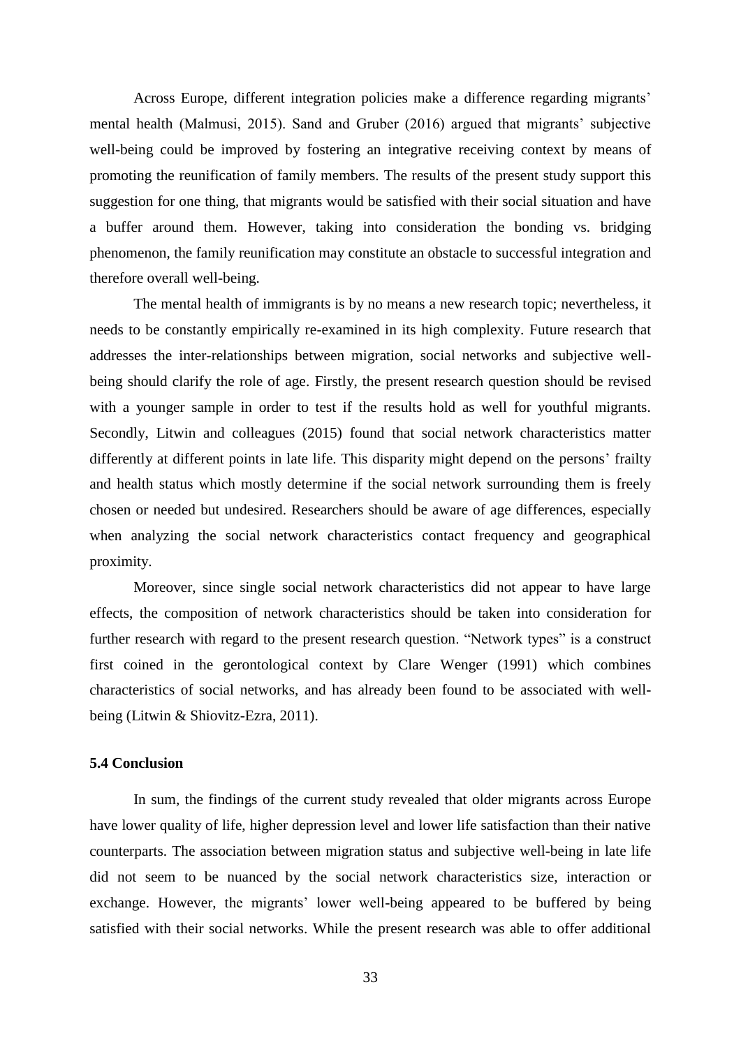Across Europe, different integration policies make a difference regarding migrants' mental health (Malmusi, 2015). Sand and Gruber (2016) argued that migrants' subjective well-being could be improved by fostering an integrative receiving context by means of promoting the reunification of family members. The results of the present study support this suggestion for one thing, that migrants would be satisfied with their social situation and have a buffer around them. However, taking into consideration the bonding vs. bridging phenomenon, the family reunification may constitute an obstacle to successful integration and therefore overall well-being.

The mental health of immigrants is by no means a new research topic; nevertheless, it needs to be constantly empirically re-examined in its high complexity. Future research that addresses the inter-relationships between migration, social networks and subjective well-being should clarify the role of age. Firstly, the present research question should be revised with a younger sample in order to test if the results hold as well for youthful migrants. Secondly, Litwin and colleagues (2015) found that social network characteristics matter differently at different points in late life. This disparity might depend on the persons' frailty and health status which mostly determine if the social network surrounding them is freely chosen or needed but undesired. Researchers should be aware of age differences, especially when analyzing the social network characteristics contact frequency and geographical proximity.

Moreover, since single social network characteristics did not appear to have large effects, the composition of network characteristics should be taken into consideration for further research with regard to the present research question. "Network types" is a construct first coined in the gerontological context by Clare Wenger (1991) which combines characteristics of social networks, and has already been found to be associated with well-being (Litwin & Shiovitz-Ezra, 2011).

### 5.4 Conclusion

In sum, the findings of the current study revealed that older migrants across Europe have lower quality of life, higher depression level and lower life satisfaction than their native counterparts. The association between migration status and subjective well-being in late life did not seem to be nuanced by the social network characteristics size, interaction or exchange. However, the migrants' lower well-being appeared to be buffered by being satisfied with their social networks. While the present research was able to offer additional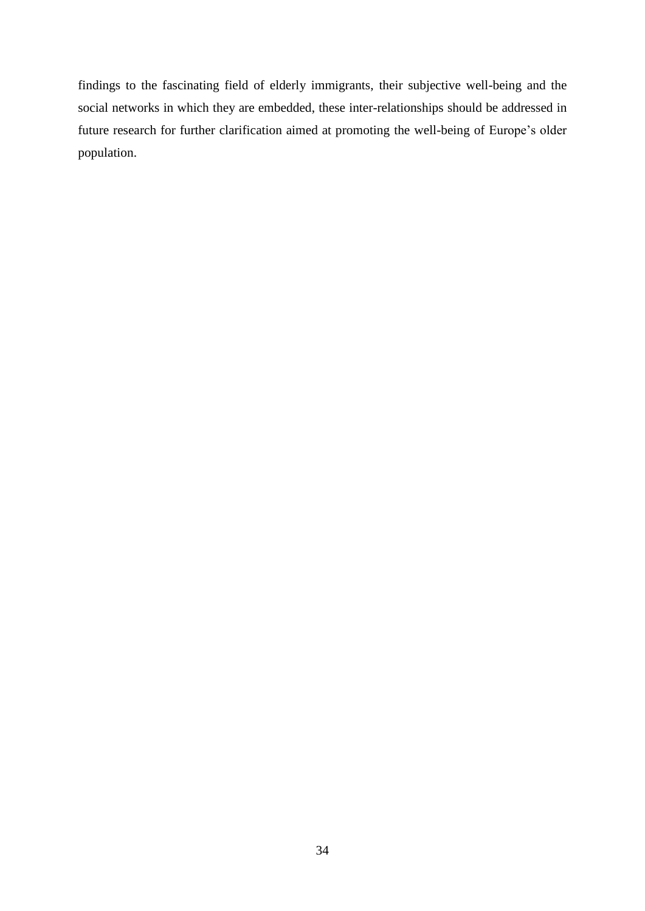findings to the fascinating field of elderly immigrants, their subjective well-being and the social networks in which they are embedded, these inter-relationships should be addressed in future research for further clarification aimed at promoting the well-being of Europe's older population.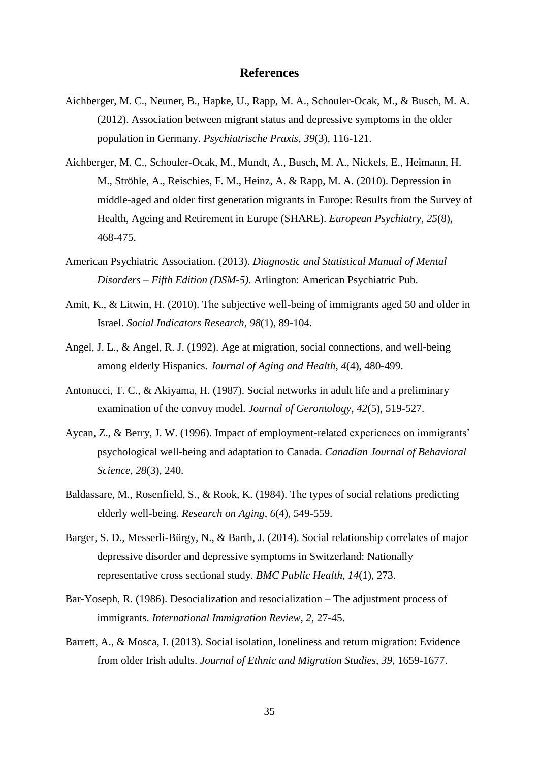# References

Aichberger, M. C., Neuner, B., Hapke, U., Rapp, M. A., Schouler-Ocak, M., & Busch, M. A. (2012). Association between migrant status and depressive symptoms in the older population in Germany. *Psychiatrische Praxis*, *39*(3), 116-121.

Aichberger, M. C., Schouler-Ocak, M., Mundt, A., Busch, M. A., Nickels, E., Heimann, H. M., Ströhle, A., Reischies, F. M., Heinz, A. & Rapp, M. A. (2010). Depression in middle-aged and older first generation migrants in Europe: Results from the Survey of Health, Ageing and Retirement in Europe (SHARE). *European Psychiatry*, *25*(8), 468-475.

American Psychiatric Association. (2013). *Diagnostic and Statistical Manual of Mental Disorders – Fifth Edition (DSM-5)*. Arlington: American Psychiatric Pub.

Amit, K., & Litwin, H. (2010). The subjective well-being of immigrants aged 50 and older in Israel. *Social Indicators Research*, *98*(1), 89-104.

Angel, J. L., & Angel, R. J. (1992). Age at migration, social connections, and well-being among elderly Hispanics. *Journal of Aging and Health*, *4*(4), 480-499.

Antonucci, T. C., & Akiyama, H. (1987). Social networks in adult life and a preliminary examination of the convoy model. *Journal of Gerontology*, *42*(5), 519-527.

Aycan, Z., & Berry, J. W. (1996). Impact of employment-related experiences on immigrants' psychological well-being and adaptation to Canada. *Canadian Journal of Behavioral Science*, *28*(3), 240.

Baldassare, M., Rosenfield, S., & Rook, K. (1984). The types of social relations predicting elderly well-being. *Research on Aging*, *6*(4), 549-559.

Barger, S. D., Messerli-Bürgy, N., & Barth, J. (2014). Social relationship correlates of major depressive disorder and depressive symptoms in Switzerland: Nationally representative cross sectional study. *BMC Public Health*, *14*(1), 273.

Bar-Yoseph, R. (1986). Desocialization and resocialization – The adjustment process of immigrants. *International Immigration Review*, *2*, 27-45.

Barrett, A., & Mosca, I. (2013). Social isolation, loneliness and return migration: Evidence from older Irish adults. *Journal of Ethnic and Migration Studies*, *39*, 1659-1677.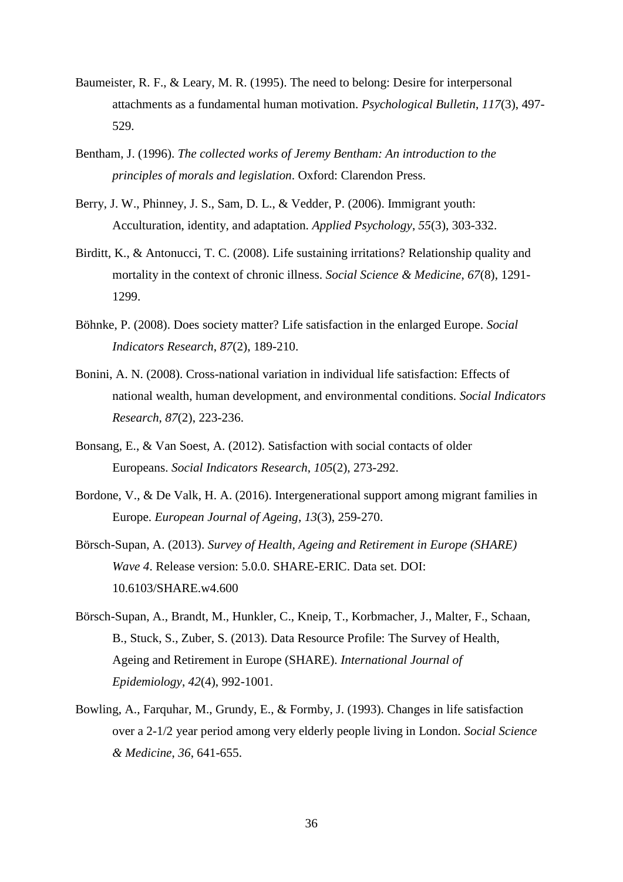Baumeister, R. F., & Leary, M. R. (1995). The need to belong: Desire for interpersonal attachments as a fundamental human motivation. *Psychological Bulletin*, *117*(3), 497-529.

Bentham, J. (1996). *The collected works of Jeremy Bentham: An introduction to the principles of morals and legislation*. Oxford: Clarendon Press.

Berry, J. W., Phinney, J. S., Sam, D. L., & Vedder, P. (2006). Immigrant youth: Acculturation, identity, and adaptation. *Applied Psychology*, *55*(3), 303-332.

Birditt, K., & Antonucci, T. C. (2008). Life sustaining irritations? Relationship quality and mortality in the context of chronic illness. *Social Science & Medicine*, *67*(8), 1291-1299.

Böhnke, P. (2008). Does society matter? Life satisfaction in the enlarged Europe. *Social Indicators Research*, *87*(2), 189-210.

Bonini, A. N. (2008). Cross-national variation in individual life satisfaction: Effects of national wealth, human development, and environmental conditions. *Social Indicators Research*, *87*(2), 223-236.

Bonsang, E., & Van Soest, A. (2012). Satisfaction with social contacts of older Europeans. *Social Indicators Research*, *105*(2), 273-292.

Bordone, V., & De Valk, H. A. (2016). Intergenerational support among migrant families in Europe. *European Journal of Ageing*, *13*(3), 259-270.

Börsch-Supan, A. (2013). *Survey of Health, Ageing and Retirement in Europe (SHARE) Wave 4*. Release version: 5.0.0. SHARE-ERIC. Data set. DOI: 10.6103/SHARE.w4.600

Börsch-Supan, A., Brandt, M., Hunkler, C., Kneip, T., Korbmacher, J., Malter, F., Schaan, B., Stuck, S., Zuber, S. (2013). Data Resource Profile: The Survey of Health, Ageing and Retirement in Europe (SHARE). *International Journal of Epidemiology*, *42*(4), 992-1001.

Bowling, A., Farquhar, M., Grundy, E., & Formby, J. (1993). Changes in life satisfaction over a 2-1/2 year period among very elderly people living in London. *Social Science & Medicine*, *36*, 641-655.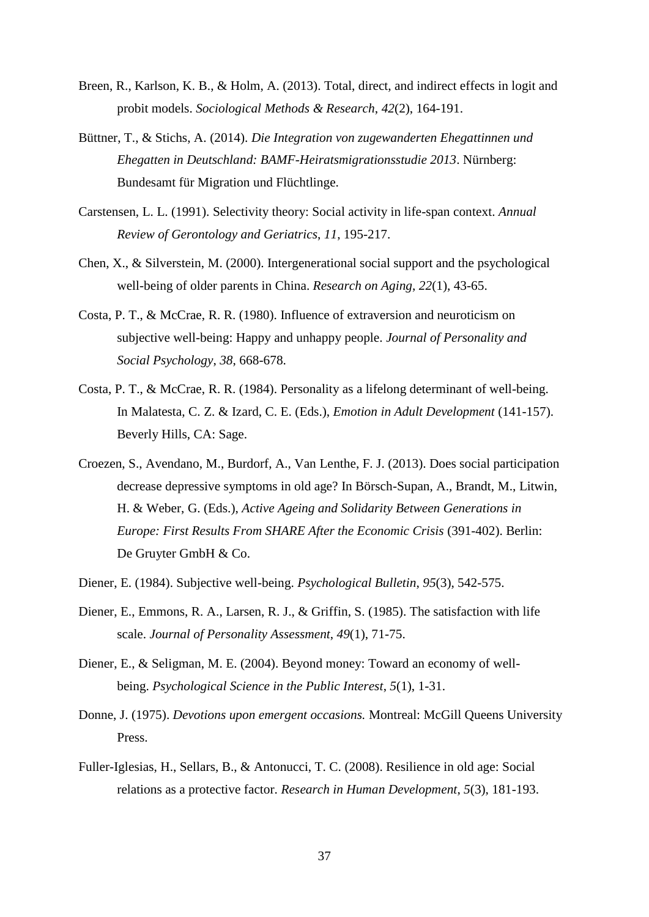Breen, R., Karlson, K. B., & Holm, A. (2013). Total, direct, and indirect effects in logit and probit models. *Sociological Methods & Research*, *42*(2), 164-191.

Büttner, T., & Stichs, A. (2014). *Die Integration von zugewanderten Ehegattinnen und Ehegatten in Deutschland: BAMF-Heiratsmigrationsstudie 2013*. Nürnberg: Bundesamt für Migration und Flüchtlinge.

Carstensen, L. L. (1991). Selectivity theory: Social activity in life-span context. *Annual Review of Gerontology and Geriatrics*, *11*, 195-217.

Chen, X., & Silverstein, M. (2000). Intergenerational social support and the psychological well-being of older parents in China. *Research on Aging*, *22*(1), 43-65.

Costa, P. T., & McCrae, R. R. (1980). Influence of extraversion and neuroticism on subjective well-being: Happy and unhappy people. *Journal of Personality and Social Psychology*, *38*, 668-678.

Costa, P. T., & McCrae, R. R. (1984). Personality as a lifelong determinant of well-being. In Malatesta, C. Z. & Izard, C. E. (Eds.), *Emotion in Adult Development* (141-157). Beverly Hills, CA: Sage.

Croezen, S., Avendano, M., Burdorf, A., Van Lenthe, F. J. (2013). Does social participation decrease depressive symptoms in old age? In Börsch-Supan, A., Brandt, M., Litwin, H. & Weber, G. (Eds.), *Active Ageing and Solidarity Between Generations in Europe: First Results From SHARE After the Economic Crisis* (391-402). Berlin: De Gruyter GmbH & Co.

Diener, E. (1984). Subjective well-being. *Psychological Bulletin*, *95*(3), 542-575.

Diener, E., Emmons, R. A., Larsen, R. J., & Griffin, S. (1985). The satisfaction with life scale. *Journal of Personality Assessment*, *49*(1), 71-75.

Diener, E., & Seligman, M. E. (2004). Beyond money: Toward an economy of well-being. *Psychological Science in the Public Interest*, *5*(1), 1-31.

Donne, J. (1975). *Devotions upon emergent occasions.* Montreal: McGill Queens University Press.

Fuller-Iglesias, H., Sellars, B., & Antonucci, T. C. (2008). Resilience in old age: Social relations as a protective factor. *Research in Human Development*, *5*(3), 181-193.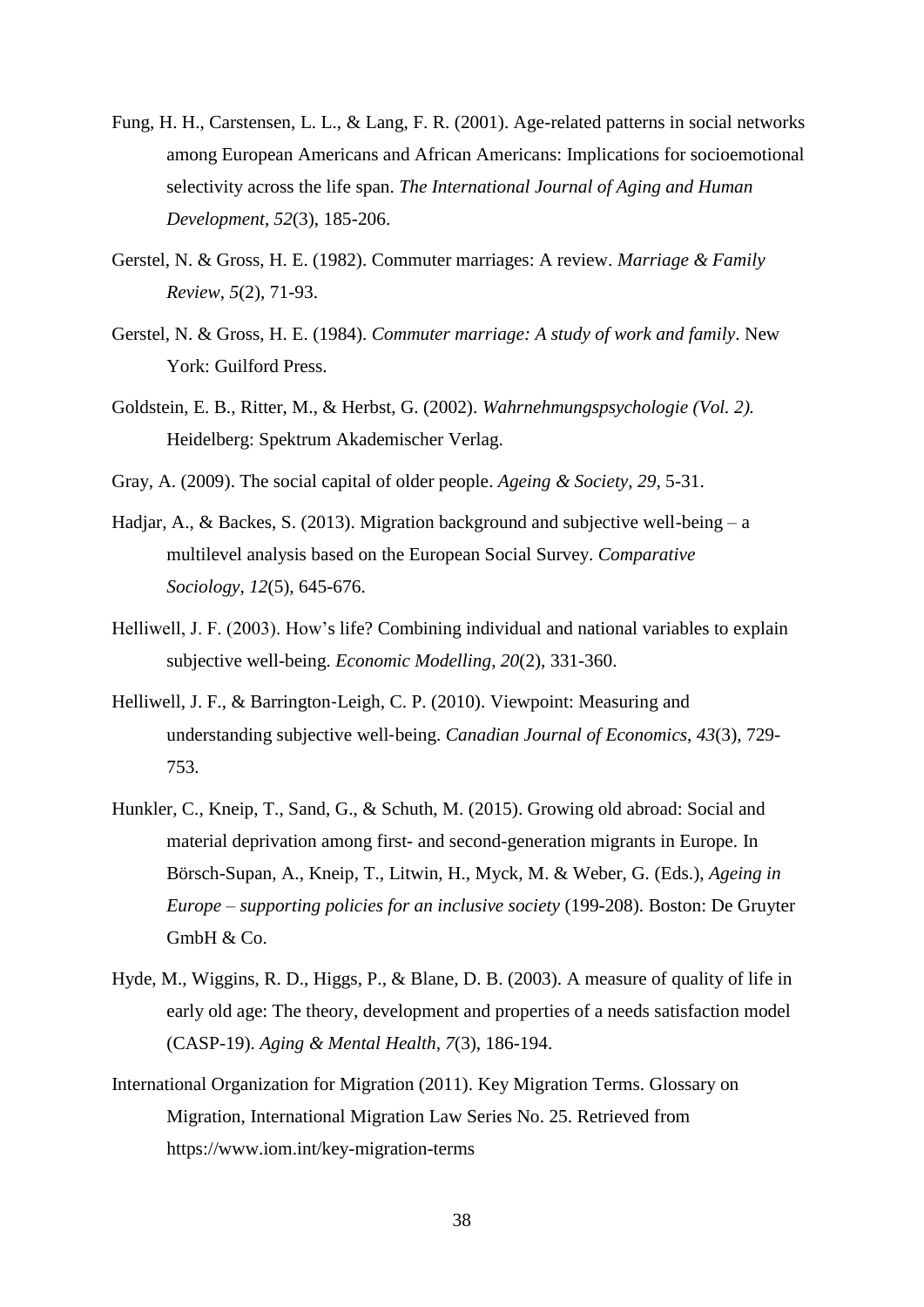Fung, H. H., Carstensen, L. L., & Lang, F. R. (2001). Age-related patterns in social networks among European Americans and African Americans: Implications for socioemotional selectivity across the life span. *The International Journal of Aging and Human Development*, *52*(3), 185-206.

Gerstel, N. & Gross, H. E. (1982). Commuter marriages: A review. *Marriage & Family Review*, *5*(2), 71-93.

Gerstel, N. & Gross, H. E. (1984). *Commuter marriage: A study of work and family*. New York: Guilford Press.

Goldstein, E. B., Ritter, M., & Herbst, G. (2002). *Wahrnehmungspsychologie (Vol. 2).* Heidelberg: Spektrum Akademischer Verlag.

Gray, A. (2009). The social capital of older people. *Ageing & Society*, *29*, 5-31.

Hadjar, A., & Backes, S. (2013). Migration background and subjective well-being – a multilevel analysis based on the European Social Survey. *Comparative Sociology*, *12*(5), 645-676.

Helliwell, J. F. (2003). How's life? Combining individual and national variables to explain subjective well-being. *Economic Modelling*, *20*(2), 331-360.

Helliwell, J. F., & Barrington‐Leigh, C. P. (2010). Viewpoint: Measuring and understanding subjective well‐being. *Canadian Journal of Economics*, *43*(3), 729-753.

Hunkler, C., Kneip, T., Sand, G., & Schuth, M. (2015). Growing old abroad: Social and material deprivation among first- and second-generation migrants in Europe. In Börsch-Supan, A., Kneip, T., Litwin, H., Myck, M. & Weber, G. (Eds.), *Ageing in Europe – supporting policies for an inclusive society* (199-208). Boston: De Gruyter GmbH & Co.

Hyde, M., Wiggins, R. D., Higgs, P., & Blane, D. B. (2003). A measure of quality of life in early old age: The theory, development and properties of a needs satisfaction model (CASP-19). *Aging & Mental Health*, *7*(3), 186-194.

International Organization for Migration (2011). Key Migration Terms. Glossary on Migration, International Migration Law Series No. 25. Retrieved from https://www.iom.int/key-migration-terms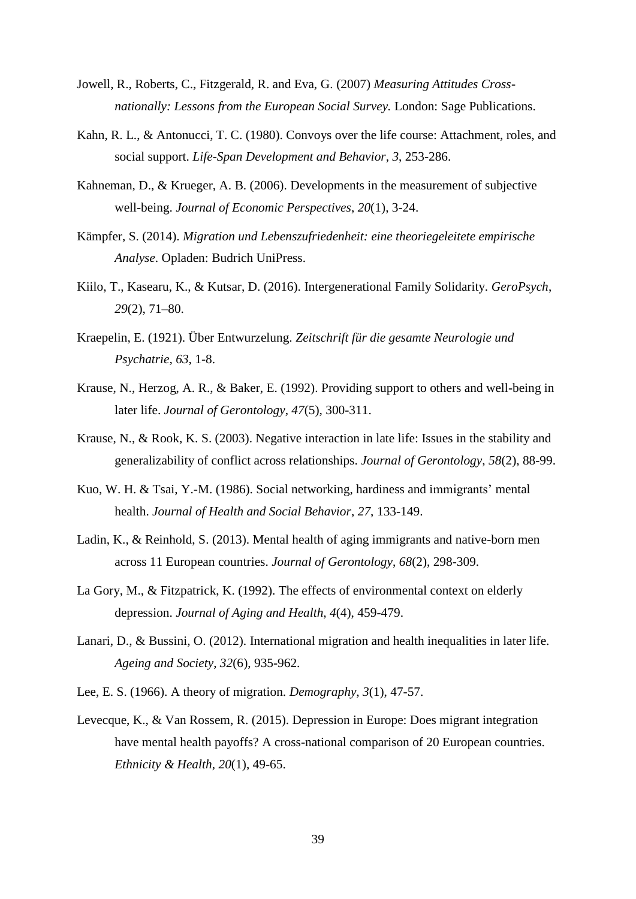Jowell, R., Roberts, C., Fitzgerald, R. and Eva, G. (2007) *Measuring Attitudes Cross-nationally: Lessons from the European Social Survey.* London: Sage Publications.

Kahn, R. L., & Antonucci, T. C. (1980). Convoys over the life course: Attachment, roles, and social support. *Life-Span Development and Behavior*, *3*, 253-286.

Kahneman, D., & Krueger, A. B. (2006). Developments in the measurement of subjective well-being. *Journal of Economic Perspectives*, *20*(1), 3-24.

Kämpfer, S. (2014). *Migration und Lebenszufriedenheit: eine theoriegeleitete empirische Analyse*. Opladen: Budrich UniPress.

Kiilo, T., Kasearu, K., & Kutsar, D. (2016). Intergenerational Family Solidarity. *GeroPsych*, *29*(2), 71–80.

Kraepelin, E. (1921). Über Entwurzelung. *Zeitschrift für die gesamte Neurologie und Psychatrie, 63*, 1-8.

Krause, N., Herzog, A. R., & Baker, E. (1992). Providing support to others and well-being in later life. *Journal of Gerontology*, *47*(5), 300-311.

Krause, N., & Rook, K. S. (2003). Negative interaction in late life: Issues in the stability and generalizability of conflict across relationships. *Journal of Gerontology*, *58*(2), 88-99.

Kuo, W. H. & Tsai, Y.-M. (1986). Social networking, hardiness and immigrants' mental health. *Journal of Health and Social Behavior*, *27*, 133-149.

Ladin, K., & Reinhold, S. (2013). Mental health of aging immigrants and native-born men across 11 European countries. *Journal of Gerontology*, *68*(2), 298-309.

La Gory, M., & Fitzpatrick, K. (1992). The effects of environmental context on elderly depression. *Journal of Aging and Health*, *4*(4), 459-479.

Lanari, D., & Bussini, O. (2012). International migration and health inequalities in later life. *Ageing and Society*, *32*(6), 935-962.

Lee, E. S. (1966). A theory of migration. *Demography*, *3*(1), 47-57.

Levecque, K., & Van Rossem, R. (2015). Depression in Europe: Does migrant integration have mental health payoffs? A cross-national comparison of 20 European countries. *Ethnicity & Health*, *20*(1), 49-65.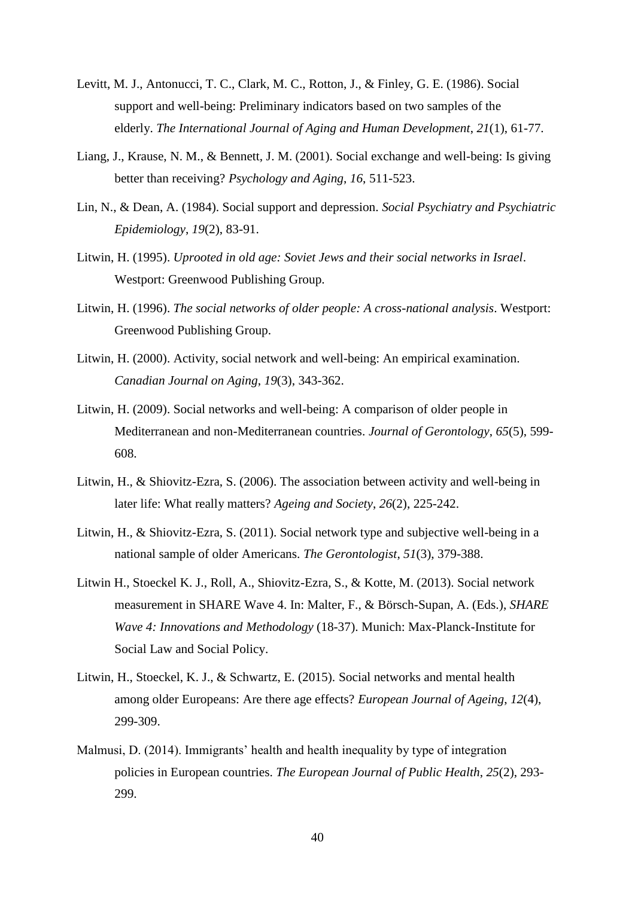Levitt, M. J., Antonucci, T. C., Clark, M. C., Rotton, J., & Finley, G. E. (1986). Social support and well-being: Preliminary indicators based on two samples of the elderly. *The International Journal of Aging and Human Development*, *21*(1), 61-77.

Liang, J., Krause, N. M., & Bennett, J. M. (2001). Social exchange and well-being: Is giving better than receiving? *Psychology and Aging*, *16*, 511-523.

Lin, N., & Dean, A. (1984). Social support and depression. *Social Psychiatry and Psychiatric Epidemiology*, *19*(2), 83-91.

Litwin, H. (1995). *Uprooted in old age: Soviet Jews and their social networks in Israel*. Westport: Greenwood Publishing Group.

Litwin, H. (1996). *The social networks of older people: A cross-national analysis*. Westport: Greenwood Publishing Group.

Litwin, H. (2000). Activity, social network and well-being: An empirical examination. *Canadian Journal on Aging*, *19*(3), 343-362.

Litwin, H. (2009). Social networks and well-being: A comparison of older people in Mediterranean and non-Mediterranean countries. *Journal of Gerontology*, *65*(5), 599-608.

Litwin, H., & Shiovitz-Ezra, S. (2006). The association between activity and well-being in later life: What really matters? *Ageing and Society*, *26*(2), 225-242.

Litwin, H., & Shiovitz-Ezra, S. (2011). Social network type and subjective well-being in a national sample of older Americans. *The Gerontologist*, *51*(3), 379-388.

Litwin H., Stoeckel K. J., Roll, A., Shiovitz-Ezra, S., & Kotte, M. (2013). Social network measurement in SHARE Wave 4. In: Malter, F., & Börsch-Supan, A. (Eds.), *SHARE Wave 4: Innovations and Methodology* (18-37). Munich: Max-Planck-Institute for Social Law and Social Policy.

Litwin, H., Stoeckel, K. J., & Schwartz, E. (2015). Social networks and mental health among older Europeans: Are there age effects? *European Journal of Ageing*, *12*(4), 299-309.

Malmusi, D. (2014). Immigrants' health and health inequality by type of integration policies in European countries. *The European Journal of Public Health*, *25*(2), 293-299.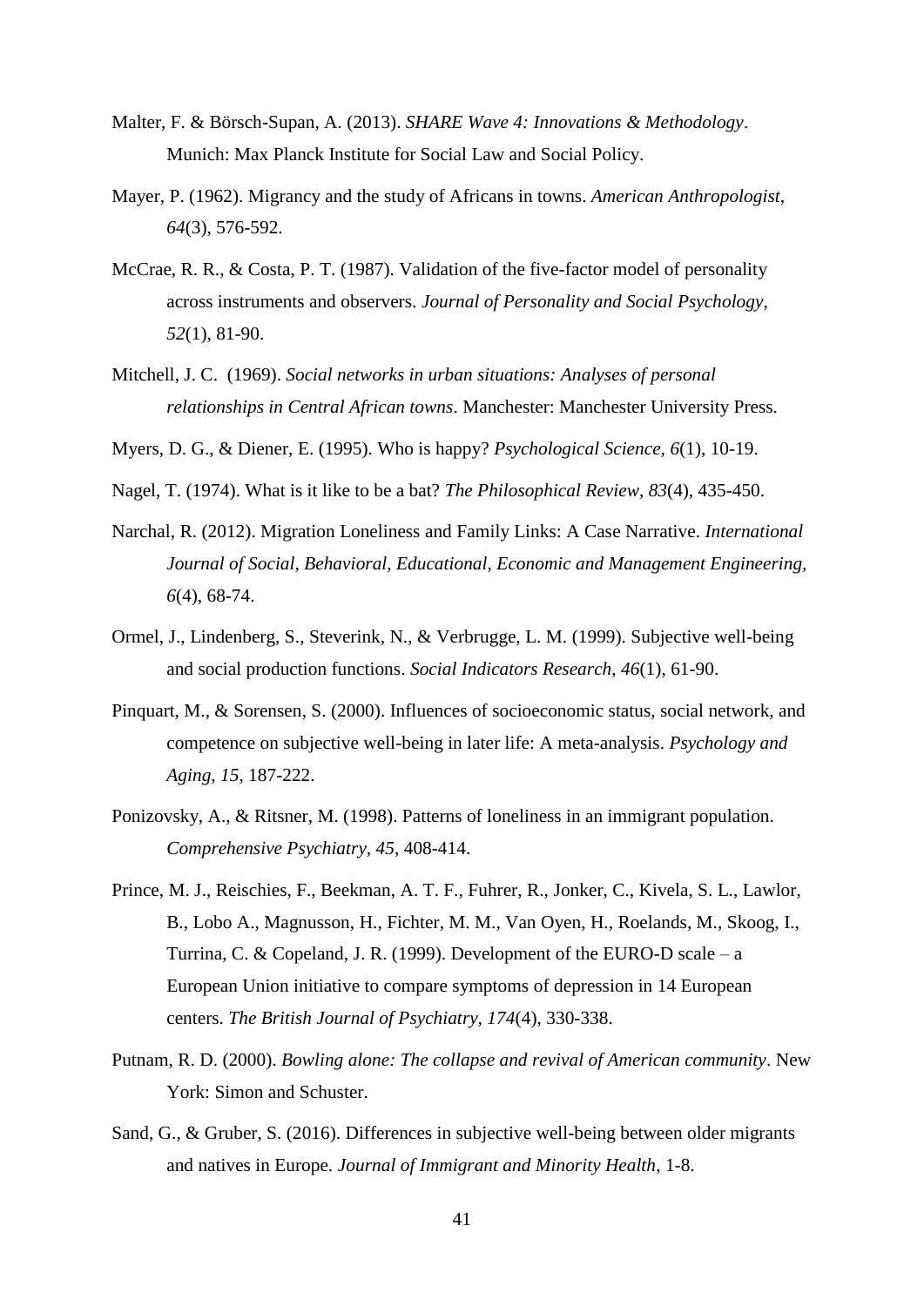Malter, F. & Börsch-Supan, A. (2013). *SHARE Wave 4: Innovations & Methodology*. Munich: Max Planck Institute for Social Law and Social Policy.

Mayer, P. (1962). Migrancy and the study of Africans in towns. *American Anthropologist*, *64*(3), 576-592.

McCrae, R. R., & Costa, P. T. (1987). Validation of the five-factor model of personality across instruments and observers. *Journal of Personality and Social Psychology*, *52*(1), 81-90.

Mitchell, J. C. (1969). *Social networks in urban situations: Analyses of personal relationships in Central African towns*. Manchester: Manchester University Press.

Myers, D. G., & Diener, E. (1995). Who is happy? *Psychological Science*, *6*(1), 10-19.

Nagel, T. (1974). What is it like to be a bat? *The Philosophical Review*, *83*(4), 435-450.

Narchal, R. (2012). Migration Loneliness and Family Links: A Case Narrative. *International Journal of Social, Behavioral, Educational, Economic and Management Engineering, 6*(4), 68-74.

Ormel, J., Lindenberg, S., Steverink, N., & Verbrugge, L. M. (1999). Subjective well-being and social production functions. *Social Indicators Research*, *46*(1), 61-90.

Pinquart, M., & Sorensen, S. (2000). Influences of socioeconomic status, social network, and competence on subjective well-being in later life: A meta-analysis. *Psychology and Aging*, *15*, 187-222.

Ponizovsky, A., & Ritsner, M. (1998). Patterns of loneliness in an immigrant population. *Comprehensive Psychiatry, 45*, 408-414.

Prince, M. J., Reischies, F., Beekman, A. T. F., Fuhrer, R., Jonker, C., Kivela, S. L., Lawlor, B., Lobo A., Magnusson, H., Fichter, M. M., Van Oyen, H., Roelands, M., Skoog, I., Turrina, C. & Copeland, J. R. (1999). Development of the EURO-D scale – a European Union initiative to compare symptoms of depression in 14 European centers. *The British Journal of Psychiatry, 174*(4), 330-338.

Putnam, R. D. (2000). *Bowling alone: The collapse and revival of American community*. New York: Simon and Schuster.

Sand, G., & Gruber, S. (2016). Differences in subjective well-being between older migrants and natives in Europe. *Journal of Immigrant and Minority Health*, 1-8.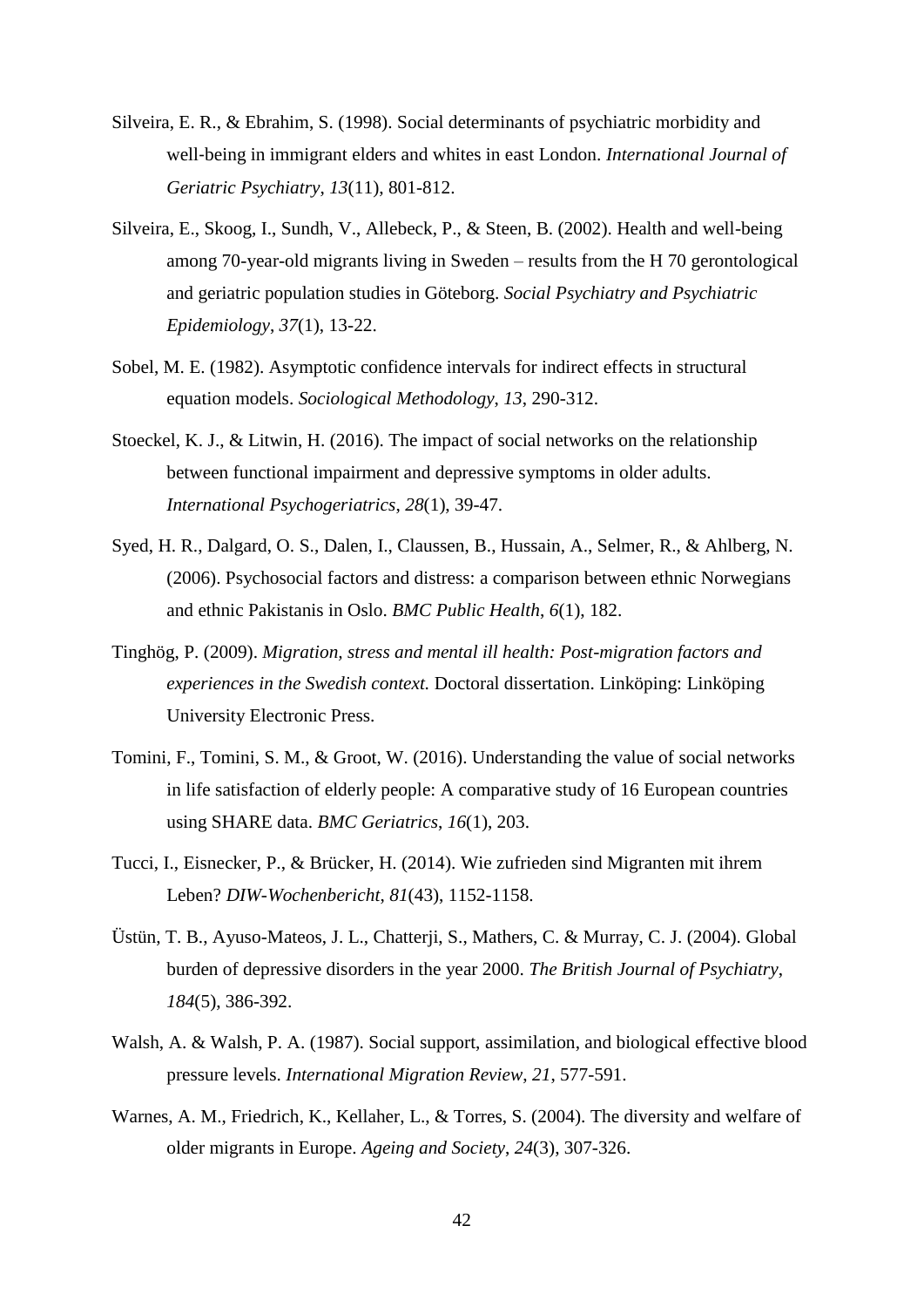Silveira, E. R., & Ebrahim, S. (1998). Social determinants of psychiatric morbidity and well-being in immigrant elders and whites in east London. *International Journal of Geriatric Psychiatry*, *13*(11), 801-812.

Silveira, E., Skoog, I., Sundh, V., Allebeck, P., & Steen, B. (2002). Health and well-being among 70-year-old migrants living in Sweden – results from the H 70 gerontological and geriatric population studies in Göteborg. *Social Psychiatry and Psychiatric Epidemiology*, *37*(1), 13-22.

Sobel, M. E. (1982). Asymptotic confidence intervals for indirect effects in structural equation models. *Sociological Methodology*, *13*, 290-312.

Stoeckel, K. J., & Litwin, H. (2016). The impact of social networks on the relationship between functional impairment and depressive symptoms in older adults. *International Psychogeriatrics*, *28*(1), 39-47.

Syed, H. R., Dalgard, O. S., Dalen, I., Claussen, B., Hussain, A., Selmer, R., & Ahlberg, N. (2006). Psychosocial factors and distress: a comparison between ethnic Norwegians and ethnic Pakistanis in Oslo. *BMC Public Health*, *6*(1), 182.

Tinghög, P. (2009). *Migration, stress and mental ill health: Post-migration factors and experiences in the Swedish context.* Doctoral dissertation. Linköping: Linköping University Electronic Press.

Tomini, F., Tomini, S. M., & Groot, W. (2016). Understanding the value of social networks in life satisfaction of elderly people: A comparative study of 16 European countries using SHARE data. *BMC Geriatrics*, *16*(1), 203.

Tucci, I., Eisnecker, P., & Brücker, H. (2014). Wie zufrieden sind Migranten mit ihrem Leben? *DIW-Wochenbericht*, *81*(43), 1152-1158.

Üstün, T. B., Ayuso-Mateos, J. L., Chatterji, S., Mathers, C. & Murray, C. J. (2004). Global burden of depressive disorders in the year 2000. *The British Journal of Psychiatry*, *184*(5), 386-392.

Walsh, A. & Walsh, P. A. (1987). Social support, assimilation, and biological effective blood pressure levels. *International Migration Review*, *21*, 577-591.

Warnes, A. M., Friedrich, K., Kellaher, L., & Torres, S. (2004). The diversity and welfare of older migrants in Europe. *Ageing and Society*, *24*(3), 307-326.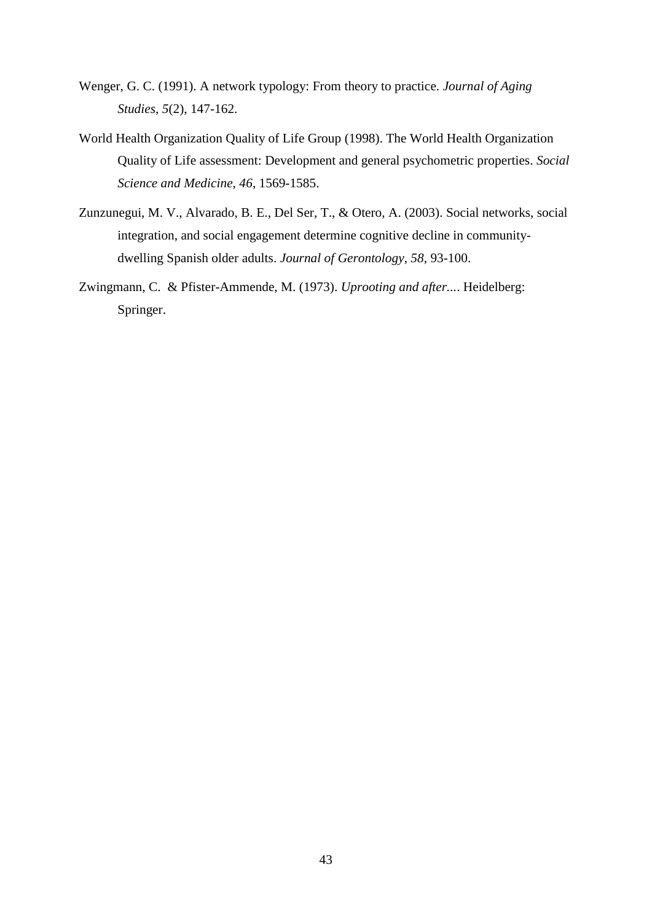Wenger, G. C. (1991). A network typology: From theory to practice. *Journal of Aging Studies*, *5*(2), 147-162.

World Health Organization Quality of Life Group (1998). The World Health Organization Quality of Life assessment: Development and general psychometric properties. *Social Science and Medicine*, *46*, 1569-1585.

Zunzunegui, M. V., Alvarado, B. E., Del Ser, T., & Otero, A. (2003). Social networks, social integration, and social engagement determine cognitive decline in community-dwelling Spanish older adults. *Journal of Gerontology*, *58*, 93-100.

Zwingmann, C. & Pfister-Ammende, M. (1973). *Uprooting and after...*. Heidelberg: Springer.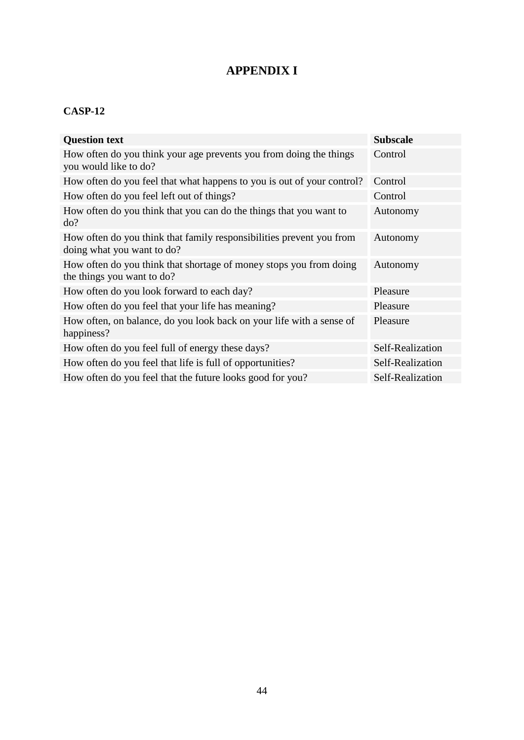# APPENDIX I

**CASP-12**

| Question text | Subscale |
|---|---|
| How often do you think your age prevents you from doing the things you would like to do? | Control |
| How often do you feel that what happens to you is out of your control? | Control |
| How often do you feel left out of things? | Control |
| How often do you think that you can do the things that you want to do? | Autonomy |
| How often do you think that family responsibilities prevent you from doing what you want to do? | Autonomy |
| How often do you think that shortage of money stops you from doing the things you want to do? | Autonomy |
| How often do you look forward to each day? | Pleasure |
| How often do you feel that your life has meaning? | Pleasure |
| How often, on balance, do you look back on your life with a sense of happiness? | Pleasure |
| How often do you feel full of energy these days? | Self-Realization |
| How often do you feel that life is full of opportunities? | Self-Realization |
| How often do you feel that the future looks good for you? | Self-Realization |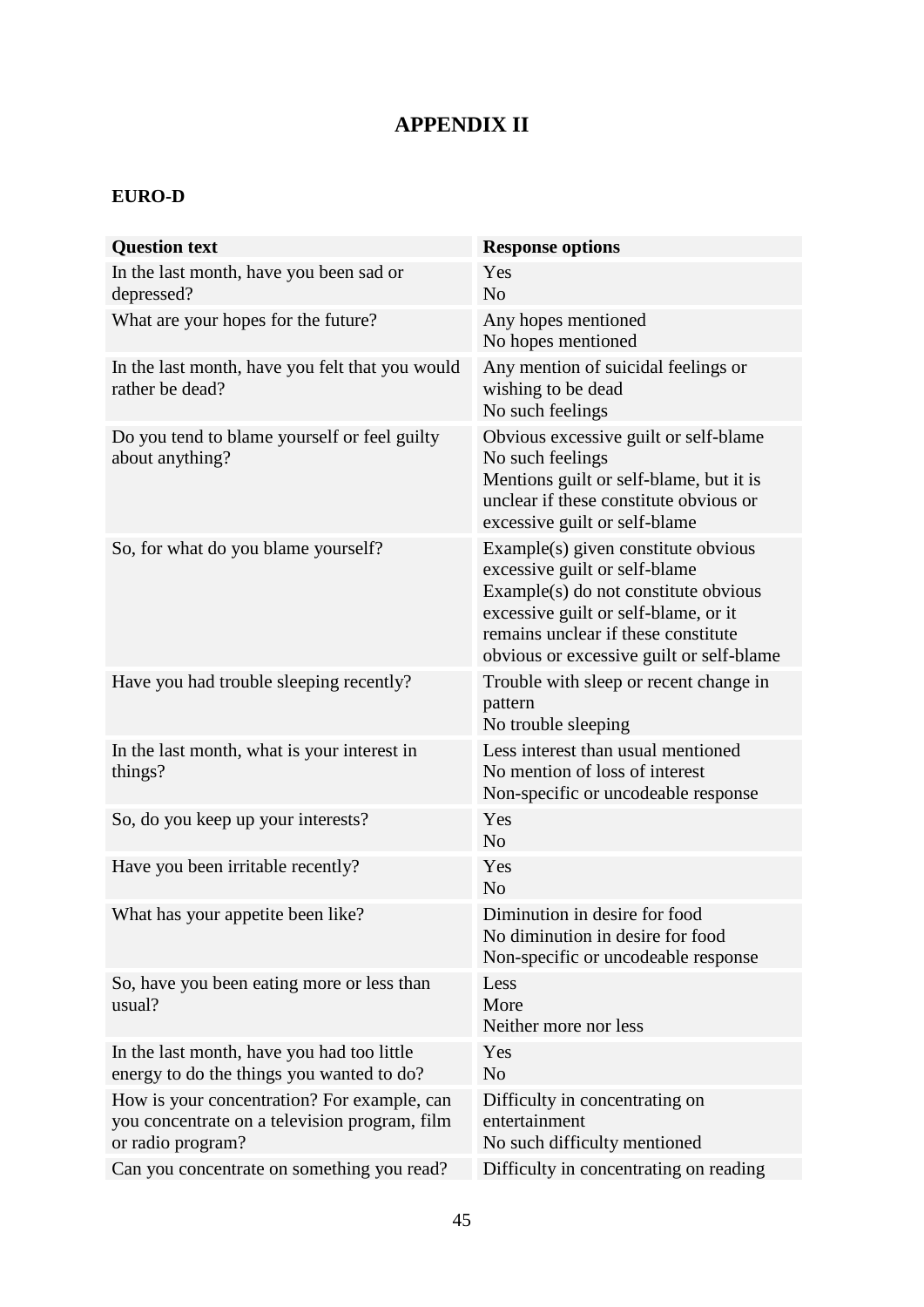# APPENDIX II

**EURO-D**

| **Question text** | **Response options** |
|---|---|
| In the last month, have you been sad or depressed? | Yes<br>No |
| What are your hopes for the future? | Any hopes mentioned<br>No hopes mentioned |
| In the last month, have you felt that you would rather be dead? | Any mention of suicidal feelings or wishing to be dead<br>No such feelings |
| Do you tend to blame yourself or feel guilty about anything? | Obvious excessive guilt or self-blame<br>No such feelings<br>Mentions guilt or self-blame, but it is unclear if these constitute obvious or excessive guilt or self-blame |
| So, for what do you blame yourself? | Example(s) given constitute obvious excessive guilt or self-blame<br>Example(s) do not constitute obvious excessive guilt or self-blame, or it remains unclear if these constitute obvious or excessive guilt or self-blame |
| Have you had trouble sleeping recently? | Trouble with sleep or recent change in pattern<br>No trouble sleeping |
| In the last month, what is your interest in things? | Less interest than usual mentioned<br>No mention of loss of interest<br>Non-specific or uncodeable response |
| So, do you keep up your interests? | Yes<br>No |
| Have you been irritable recently? | Yes<br>No |
| What has your appetite been like? | Diminution in desire for food<br>No diminution in desire for food<br>Non-specific or uncodeable response |
| So, have you been eating more or less than usual? | Less<br>More<br>Neither more nor less |
| In the last month, have you had too little energy to do the things you wanted to do? | Yes<br>No |
| How is your concentration? For example, can you concentrate on a television program, film or radio program? | Difficulty in concentrating on entertainment<br>No such difficulty mentioned |
| Can you concentrate on something you read? | Difficulty in concentrating on reading |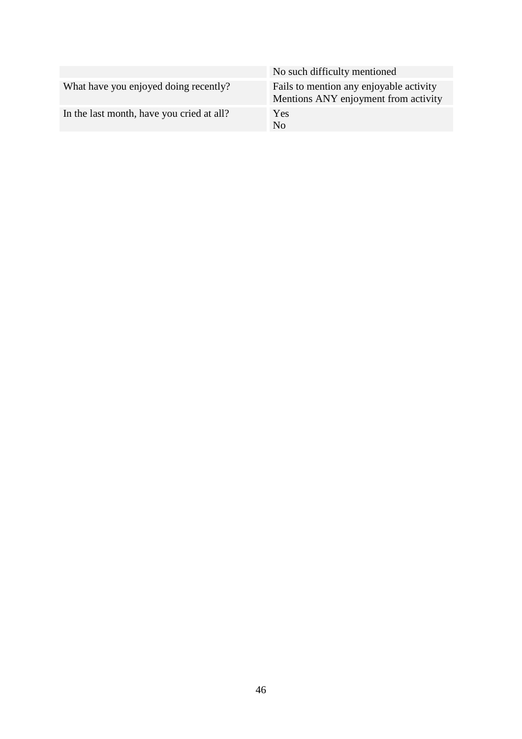| | |
|---|---|
| | No such difficulty mentioned |
| What have you enjoyed doing recently? | Fails to mention any enjoyable activity<br>Mentions ANY enjoyment from activity |
| In the last month, have you cried at all? | Yes<br>No |